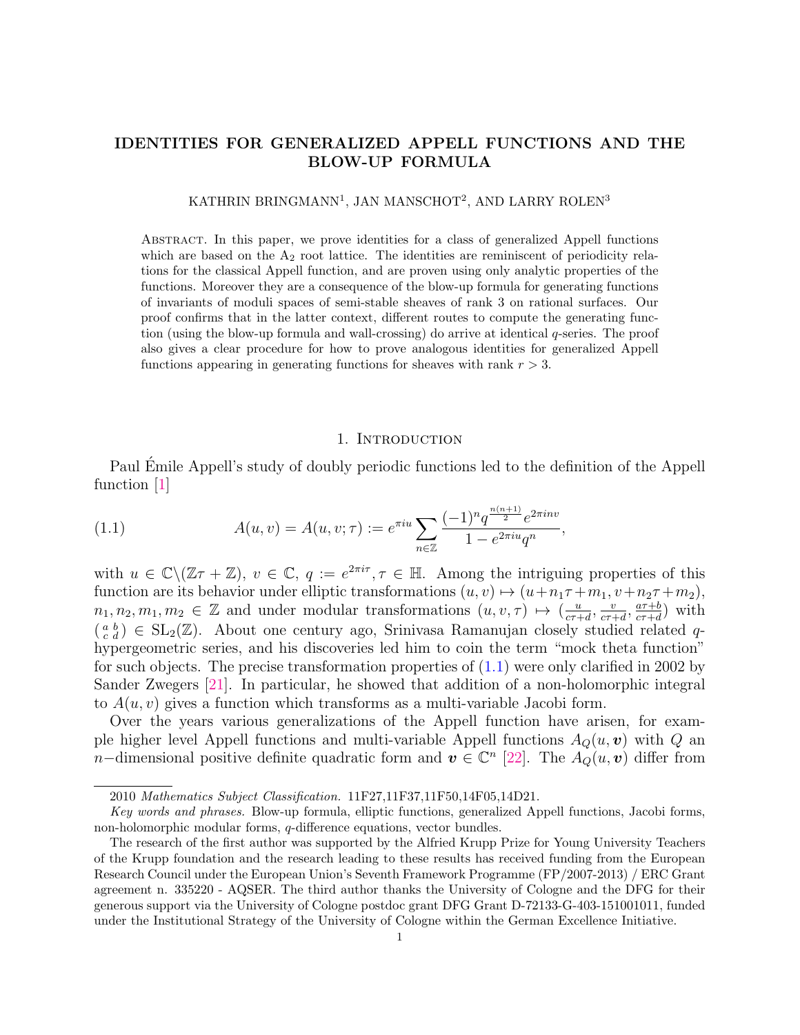# IDENTITIES FOR GENERALIZED APPELL FUNCTIONS AND THE BLOW-UP FORMULA

KATHRIN BRINGMANN[1], JAN MANSCHOT[2], AND LARRY ROLEN[3]

Abstract. In this paper, we prove identities for a class of generalized Appell functions which are based on the $\mathrm{A}_2$ root lattice. The identities are reminiscent of periodicity relations for the classical Appell function, and are proven using only analytic properties of the functions. Moreover they are a consequence of the blow-up formula for generating functions of invariants of moduli spaces of semi-stable sheaves of rank 3 on rational surfaces. Our proof confirms that in the latter context, different routes to compute the generating function (using the blow-up formula and wall-crossing) do arrive at identical $q$-series. The proof also gives a clear procedure for how to prove analogous identities for generalized Appell functions appearing in generating functions for sheaves with rank $r > 3$.

## 1. Introduction

Paul Émile Appell's study of doubly periodic functions led to the definition of the Appell function [1]

$$A(u,v) = A(u,v;\tau) := e^{\pi i u} \sum_{n\in\mathbb{Z}} \frac{(-1)^n q^{\frac{n(n+1)}{2}} e^{2\pi i n v}}{1 - e^{2\pi i u} q^n}, \tag{1.1}$$

with $u \in \mathbb{C}\backslash(\mathbb{Z}\tau + \mathbb{Z})$, $v \in \mathbb{C}$, $q := e^{2\pi i \tau}, \tau \in \mathbb{H}$. Among the intriguing properties of this function are its behavior under elliptic transformations $(u,v) \mapsto (u+n_1\tau+m_1, v+n_2\tau+m_2)$, $n_1, n_2, m_1, m_2 \in \mathbb{Z}$ and under modular transformations $(u,v,\tau) \mapsto (\frac{u}{c\tau+d}, \frac{v}{c\tau+d}, \frac{a\tau+b}{c\tau+d})$ with $\left(\begin{smallmatrix} a & b \\ c & d \end{smallmatrix}\right) \in \mathrm{SL}_2(\mathbb{Z})$. About one century ago, Srinivasa Ramanujan closely studied related $q$-hypergeometric series, and his discoveries led him to coin the term "mock theta function" for such objects. The precise transformation properties of (1.1) were only clarified in 2002 by Sander Zwegers [21]. In particular, he showed that addition of a non-holomorphic integral to $A(u,v)$ gives a function which transforms as a multi-variable Jacobi form.

Over the years various generalizations of the Appell function have arisen, for example higher level Appell functions and multi-variable Appell functions $A_Q(u, \boldsymbol{v})$ with $Q$ an $n-$dimensional positive definite quadratic form and $\boldsymbol{v} \in \mathbb{C}^n$ [22]. The $A_Q(u, \boldsymbol{v})$ differ from

---

2010 *Mathematics Subject Classification.* 11F27,11F37,11F50,14F05,14D21.

*Key words and phrases.* Blow-up formula, elliptic functions, generalized Appell functions, Jacobi forms, non-holomorphic modular forms, $q$-difference equations, vector bundles.

The research of the first author was supported by the Alfried Krupp Prize for Young University Teachers of the Krupp foundation and the research leading to these results has received funding from the European Research Council under the European Union's Seventh Framework Programme (FP/2007-2013) / ERC Grant agreement n. 335220 - AQSER. The third author thanks the University of Cologne and the DFG for their generous support via the University of Cologne postdoc grant DFG Grant D-72133-G-403-151001011, funded under the Institutional Strategy of the University of Cologne within the German Excellence Initiative.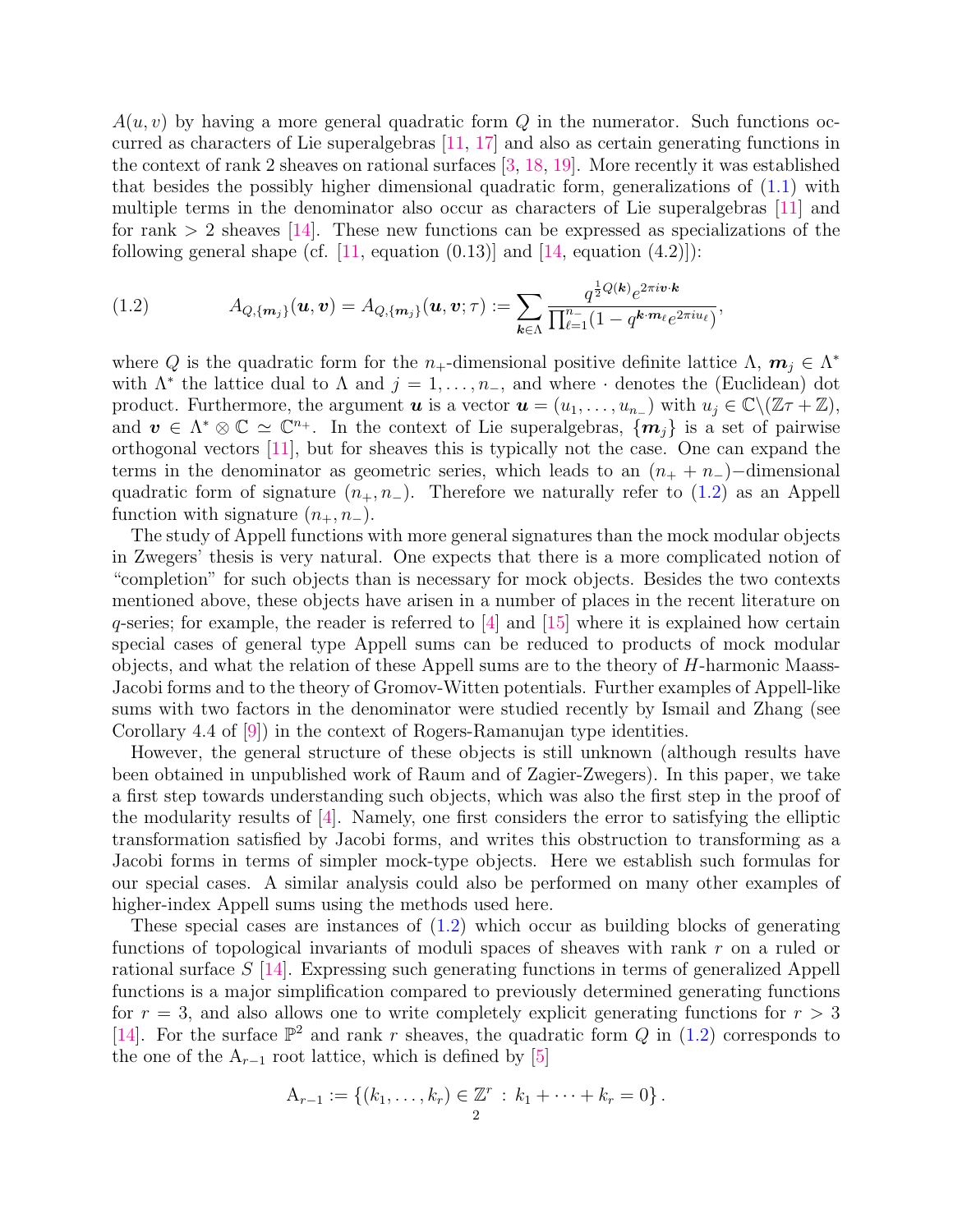$A(u,v)$ by having a more general quadratic form $Q$ in the numerator. Such functions occurred as characters of Lie superalgebras [11, 17] and also as certain generating functions in the context of rank 2 sheaves on rational surfaces [3, 18, 19]. More recently it was established that besides the possibly higher dimensional quadratic form, generalizations of (1.1) with multiple terms in the denominator also occur as characters of Lie superalgebras [11] and for rank $> 2$ sheaves [14]. These new functions can be expressed as specializations of the following general shape (cf. [11, equation (0.13)] and [14, equation (4.2)]):

$$A_{Q,\{\boldsymbol{m}_j\}}(\boldsymbol{u},\boldsymbol{v}) = A_{Q,\{\boldsymbol{m}_j\}}(\boldsymbol{u},\boldsymbol{v};\tau) := \sum_{\boldsymbol{k}\in\Lambda} \frac{q^{\frac{1}{2}Q(\boldsymbol{k})} e^{2\pi i \boldsymbol{v}\cdot\boldsymbol{k}}}{\prod_{\ell=1}^{n_-}(1-q^{\boldsymbol{k}\cdot\boldsymbol{m}_\ell} e^{2\pi i u_\ell})}, \tag{1.2}$$

where $Q$ is the quadratic form for the $n_+$-dimensional positive definite lattice $\Lambda$, $\boldsymbol{m}_j \in \Lambda^*$ with $\Lambda^*$ the lattice dual to $\Lambda$ and $j = 1,\ldots,n_-$, and where $\cdot$ denotes the (Euclidean) dot product. Furthermore, the argument $\boldsymbol{u}$ is a vector $\boldsymbol{u} = (u_1,\ldots,u_{n_-})$ with $u_j \in \mathbb{C}\backslash(\mathbb{Z}\tau+\mathbb{Z})$, and $\boldsymbol{v} \in \Lambda^* \otimes \mathbb{C} \simeq \mathbb{C}^{n_+}$. In the context of Lie superalgebras, $\{\boldsymbol{m}_j\}$ is a set of pairwise orthogonal vectors [11], but for sheaves this is typically not the case. One can expand the terms in the denominator as geometric series, which leads to an $(n_+ + n_-)-$dimensional quadratic form of signature $(n_+, n_-)$. Therefore we naturally refer to (1.2) as an Appell function with signature $(n_+, n_-)$.

The study of Appell functions with more general signatures than the mock modular objects in Zwegers' thesis is very natural. One expects that there is a more complicated notion of "completion" for such objects than is necessary for mock objects. Besides the two contexts mentioned above, these objects have arisen in a number of places in the recent literature on $q$-series; for example, the reader is referred to [4] and [15] where it is explained how certain special cases of general type Appell sums can be reduced to products of mock modular objects, and what the relation of these Appell sums are to the theory of $H$-harmonic Maass-Jacobi forms and to the theory of Gromov-Witten potentials. Further examples of Appell-like sums with two factors in the denominator were studied recently by Ismail and Zhang (see Corollary 4.4 of [9]) in the context of Rogers-Ramanujan type identities.

However, the general structure of these objects is still unknown (although results have been obtained in unpublished work of Raum and of Zagier-Zwegers). In this paper, we take a first step towards understanding such objects, which was also the first step in the proof of the modularity results of [4]. Namely, one first considers the error to satisfying the elliptic transformation satisfied by Jacobi forms, and writes this obstruction to transforming as a Jacobi forms in terms of simpler mock-type objects. Here we establish such formulas for our special cases. A similar analysis could also be performed on many other examples of higher-index Appell sums using the methods used here.

These special cases are instances of (1.2) which occur as building blocks of generating functions of topological invariants of moduli spaces of sheaves with rank $r$ on a ruled or rational surface $S$ [14]. Expressing such generating functions in terms of generalized Appell functions is a major simplification compared to previously determined generating functions for $r = 3$, and also allows one to write completely explicit generating functions for $r > 3$ [14]. For the surface $\mathbb{P}^2$ and rank $r$ sheaves, the quadratic form $Q$ in (1.2) corresponds to the one of the $\mathrm{A}_{r-1}$ root lattice, which is defined by [5]

$$\mathrm{A}_{r-1} := \{(k_1,\ldots,k_r) \in \mathbb{Z}^r : k_1 + \cdots + k_r = 0\}.$$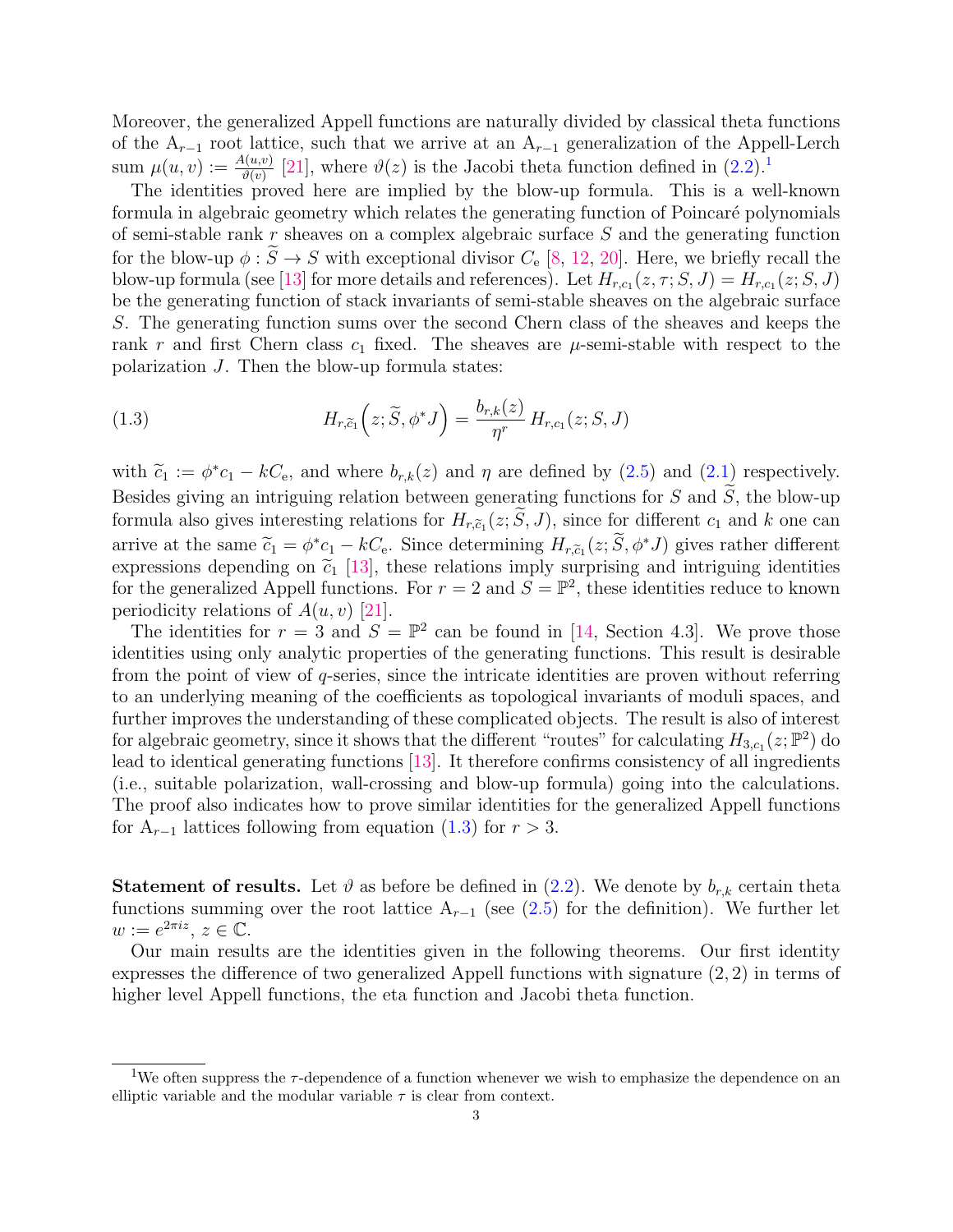Moreover, the generalized Appell functions are naturally divided by classical theta functions of the $\mathrm{A}_{r-1}$ root lattice, such that we arrive at an $\mathrm{A}_{r-1}$ generalization of the Appell-Lerch sum $\mu(u,v) := \frac{A(u,v)}{\vartheta(v)}$ [21], where $\vartheta(z)$ is the Jacobi theta function defined in (2.2).[1]

The identities proved here are implied by the blow-up formula. This is a well-known formula in algebraic geometry which relates the generating function of Poincaré polynomials of semi-stable rank $r$ sheaves on a complex algebraic surface $S$ and the generating function for the blow-up $\phi : \widetilde{S} \to S$ with exceptional divisor $C_{\mathrm{e}}$ [8, 12, 20]. Here, we briefly recall the blow-up formula (see [13] for more details and references). Let $H_{r,c_1}(z,\tau;S,J) = H_{r,c_1}(z;S,J)$ be the generating function of stack invariants of semi-stable sheaves on the algebraic surface $S$. The generating function sums over the second Chern class of the sheaves and keeps the rank $r$ and first Chern class $c_1$ fixed. The sheaves are $\mu$-semi-stable with respect to the polarization $J$. Then the blow-up formula states:

$$H_{r,\widetilde{c}_1}\Big(z;\widetilde{S},\phi^*J\Big) = \frac{b_{r,k}(z)}{\eta^r}\, H_{r,c_1}(z;S,J) \tag{1.3}$$

with $\widetilde{c}_1 := \phi^* c_1 - kC_{\mathrm{e}}$, and where $b_{r,k}(z)$ and $\eta$ are defined by (2.5) and (2.1) respectively. Besides giving an intriguing relation between generating functions for $S$ and $\widetilde{S}$, the blow-up formula also gives interesting relations for $H_{r,\widetilde{c}_1}(z;\widetilde{S},J)$, since for different $c_1$ and $k$ one can arrive at the same $\widetilde{c}_1 = \phi^*c_1 - kC_{\mathrm{e}}$. Since determining $H_{r,\widetilde{c}_1}(z;\widetilde{S},\phi^*J)$ gives rather different expressions depending on $\widetilde{c}_1$ [13], these relations imply surprising and intriguing identities for the generalized Appell functions. For $r=2$ and $S=\mathbb{P}^2$, these identities reduce to known periodicity relations of $A(u,v)$ [21].

The identities for $r=3$ and $S=\mathbb{P}^2$ can be found in [14, Section 4.3]. We prove those identities using only analytic properties of the generating functions. This result is desirable from the point of view of $q$-series, since the intricate identities are proven without referring to an underlying meaning of the coefficients as topological invariants of moduli spaces, and further improves the understanding of these complicated objects. The result is also of interest for algebraic geometry, since it shows that the different "routes" for calculating $H_{3,c_1}(z;\mathbb{P}^2)$ do lead to identical generating functions [13]. It therefore confirms consistency of all ingredients (i.e., suitable polarization, wall-crossing and blow-up formula) going into the calculations. The proof also indicates how to prove similar identities for the generalized Appell functions for $\mathrm{A}_{r-1}$ lattices following from equation (1.3) for $r>3$.

**Statement of results.** Let $\vartheta$ as before be defined in (2.2). We denote by $b_{r,k}$ certain theta functions summing over the root lattice $\mathrm{A}_{r-1}$ (see (2.5) for the definition). We further let $w := e^{2\pi i z}$, $z \in \mathbb{C}$.

Our main results are the identities given in the following theorems. Our first identity expresses the difference of two generalized Appell functions with signature $(2,2)$ in terms of higher level Appell functions, the eta function and Jacobi theta function.

[1] We often suppress the $\tau$-dependence of a function whenever we wish to emphasize the dependence on an elliptic variable and the modular variable $\tau$ is clear from context.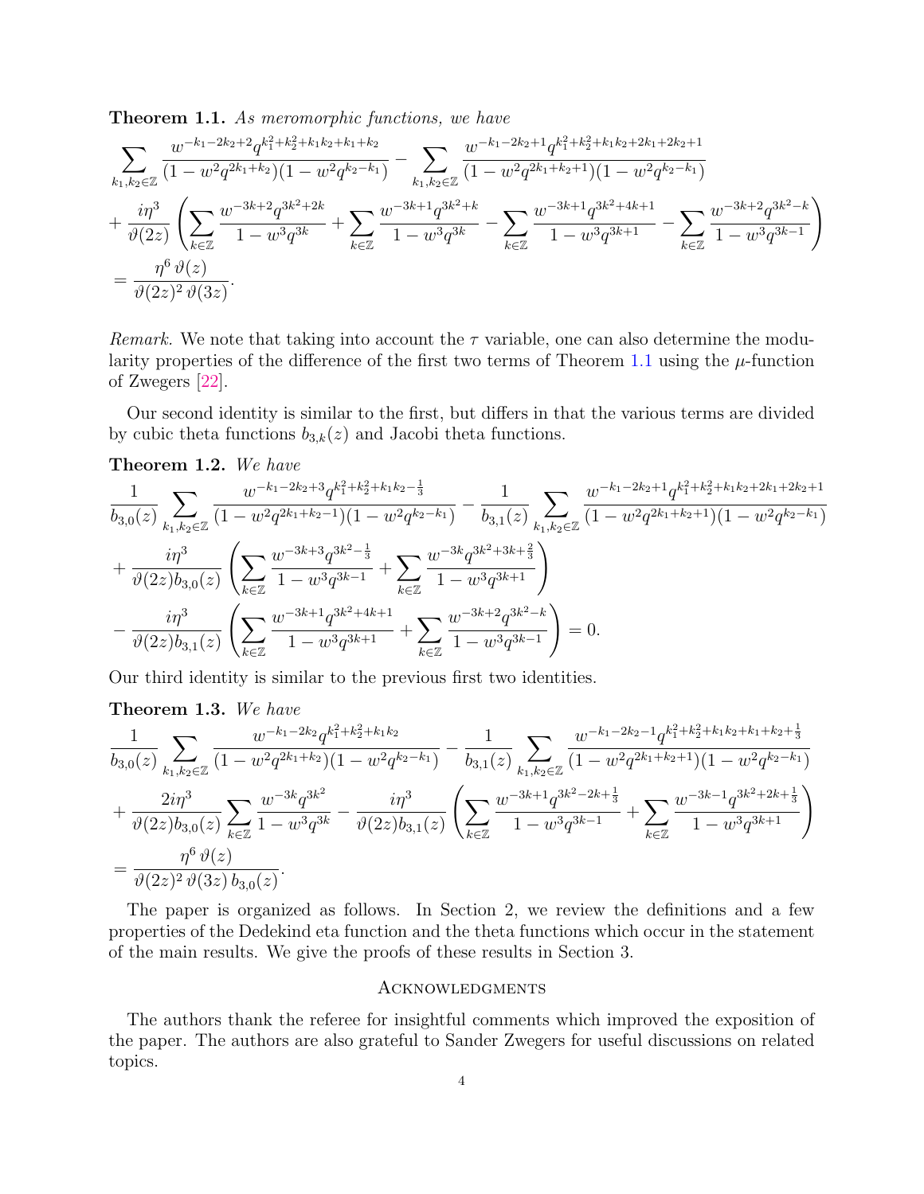**Theorem 1.1.** *As meromorphic functions, we have*

$$
\begin{aligned}
&\sum_{k_1,k_2\in\mathbb{Z}} \frac{w^{-k_1-2k_2+2}q^{k_1^2+k_2^2+k_1k_2+k_1+k_2}}{(1-w^2q^{2k_1+k_2})(1-w^2q^{k_2-k_1})} - \sum_{k_1,k_2\in\mathbb{Z}} \frac{w^{-k_1-2k_2+1}q^{k_1^2+k_2^2+k_1k_2+2k_1+2k_2+1}}{(1-w^2q^{2k_1+k_2+1})(1-w^2q^{k_2-k_1})}\\
&+\frac{i\eta^3}{\vartheta(2z)}\left(\sum_{k\in\mathbb{Z}}\frac{w^{-3k+2}q^{3k^2+2k}}{1-w^3q^{3k}}+\sum_{k\in\mathbb{Z}}\frac{w^{-3k+1}q^{3k^2+k}}{1-w^3q^{3k}}-\sum_{k\in\mathbb{Z}}\frac{w^{-3k+1}q^{3k^2+4k+1}}{1-w^3q^{3k+1}}-\sum_{k\in\mathbb{Z}}\frac{w^{-3k+2}q^{3k^2-k}}{1-w^3q^{3k-1}}\right)\\
&=\frac{\eta^6\,\vartheta(z)}{\vartheta(2z)^2\,\vartheta(3z)}.
\end{aligned}
$$

*Remark.* We note that taking into account the $\tau$ variable, one can also determine the modularity properties of the difference of the first two terms of Theorem 1.1 using the $\mu$-function of Zwegers [22].

Our second identity is similar to the first, but differs in that the various terms are divided by cubic theta functions $b_{3,k}(z)$ and Jacobi theta functions.

**Theorem 1.2.** *We have*

$$
\begin{aligned}
&\frac{1}{b_{3,0}(z)}\sum_{k_1,k_2\in\mathbb{Z}} \frac{w^{-k_1-2k_2+3}q^{k_1^2+k_2^2+k_1k_2-\frac{1}{3}}}{(1-w^2q^{2k_1+k_2-1})(1-w^2q^{k_2-k_1})} - \frac{1}{b_{3,1}(z)}\sum_{k_1,k_2\in\mathbb{Z}} \frac{w^{-k_1-2k_2+1}q^{k_1^2+k_2^2+k_1k_2+2k_1+2k_2+1}}{(1-w^2q^{2k_1+k_2+1})(1-w^2q^{k_2-k_1})}\\
&+\frac{i\eta^3}{\vartheta(2z)b_{3,0}(z)}\left(\sum_{k\in\mathbb{Z}}\frac{w^{-3k+3}q^{3k^2-\frac{1}{3}}}{1-w^3q^{3k-1}}+\sum_{k\in\mathbb{Z}}\frac{w^{-3k}q^{3k^2+3k+\frac{2}{3}}}{1-w^3q^{3k+1}}\right)\\
&-\frac{i\eta^3}{\vartheta(2z)b_{3,1}(z)}\left(\sum_{k\in\mathbb{Z}}\frac{w^{-3k+1}q^{3k^2+4k+1}}{1-w^3q^{3k+1}}+\sum_{k\in\mathbb{Z}}\frac{w^{-3k+2}q^{3k^2-k}}{1-w^3q^{3k-1}}\right)=0.
\end{aligned}
$$

Our third identity is similar to the previous first two identities.

**Theorem 1.3.** *We have*

$$
\begin{aligned}
&\frac{1}{b_{3,0}(z)}\sum_{k_1,k_2\in\mathbb{Z}} \frac{w^{-k_1-2k_2}q^{k_1^2+k_2^2+k_1k_2}}{(1-w^2q^{2k_1+k_2})(1-w^2q^{k_2-k_1})} - \frac{1}{b_{3,1}(z)}\sum_{k_1,k_2\in\mathbb{Z}} \frac{w^{-k_1-2k_2-1}q^{k_1^2+k_2^2+k_1k_2+k_1+k_2+\frac{1}{3}}}{(1-w^2q^{2k_1+k_2+1})(1-w^2q^{k_2-k_1})}\\
&+\frac{2i\eta^3}{\vartheta(2z)b_{3,0}(z)}\sum_{k\in\mathbb{Z}}\frac{w^{-3k}q^{3k^2}}{1-w^3q^{3k}}-\frac{i\eta^3}{\vartheta(2z)b_{3,1}(z)}\left(\sum_{k\in\mathbb{Z}}\frac{w^{-3k+1}q^{3k^2-2k+\frac{1}{3}}}{1-w^3q^{3k-1}}+\sum_{k\in\mathbb{Z}}\frac{w^{-3k-1}q^{3k^2+2k+\frac{1}{3}}}{1-w^3q^{3k+1}}\right)\\
&=\frac{\eta^6\,\vartheta(z)}{\vartheta(2z)^2\,\vartheta(3z)\,b_{3,0}(z)}.
\end{aligned}
$$

The paper is organized as follows. In Section 2, we review the definitions and a few properties of the Dedekind eta function and the theta functions which occur in the statement of the main results. We give the proofs of these results in Section 3.

## Acknowledgments

The authors thank the referee for insightful comments which improved the exposition of the paper. The authors are also grateful to Sander Zwegers for useful discussions on related topics.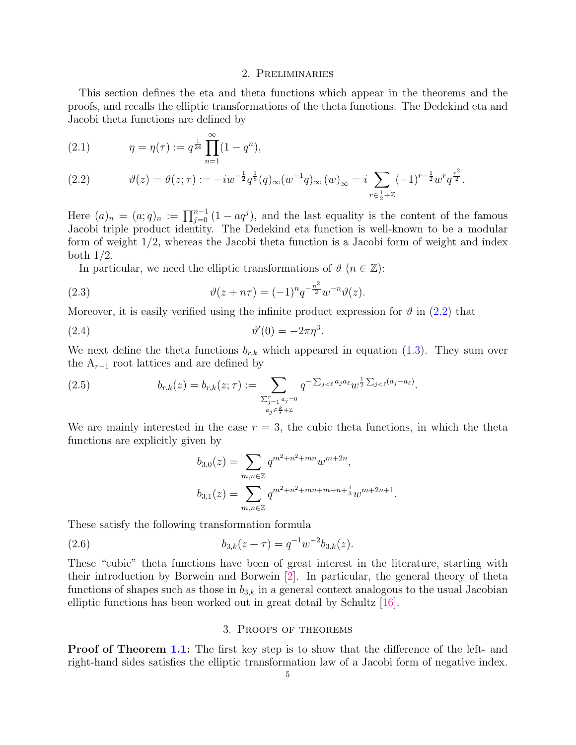## 2. Preliminaries

This section defines the eta and theta functions which appear in the theorems and the proofs, and recalls the elliptic transformations of the theta functions. The Dedekind eta and Jacobi theta functions are defined by

$$\eta = \eta(\tau) := q^{\frac{1}{24}} \prod_{n=1}^{\infty} (1 - q^n), \tag{2.1}$$

$$\vartheta(z) = \vartheta(z;\tau) := -i w^{-\frac{1}{2}} q^{\frac{1}{8}} (q)_\infty (w^{-1}q)_\infty \, (w)_\infty = i \sum_{r \in \frac{1}{2}+\mathbb{Z}} (-1)^{r-\frac{1}{2}} w^r q^{\frac{r^2}{2}}. \tag{2.2}$$

Here $(a)_n = (a;q)_n := \prod_{j=0}^{n-1}(1 - aq^j)$, and the last equality is the content of the famous Jacobi triple product identity. The Dedekind eta function is well-known to be a modular form of weight $1/2$, whereas the Jacobi theta function is a Jacobi form of weight and index both $1/2$.

In particular, we need the elliptic transformations of $\vartheta$ ($n \in \mathbb{Z}$):

$$\vartheta(z + n\tau) = (-1)^n q^{-\frac{n^2}{2}} w^{-n} \vartheta(z). \tag{2.3}$$

Moreover, it is easily verified using the infinite product expression for $\vartheta$ in (2.2) that

$$\vartheta'(0) = -2\pi\eta^3. \tag{2.4}$$

We next define the theta functions $b_{r,k}$ which appeared in equation (1.3). They sum over the $\mathrm{A}_{r-1}$ root lattices and are defined by

$$b_{r,k}(z) = b_{r,k}(z;\tau) := \sum_{\substack{\sum_{j=1}^{r} a_j = 0 \\ a_j \in \frac{k}{r} + \mathbb{Z}}} q^{-\sum_{j<\ell} a_j a_\ell} w^{\frac{1}{2}\sum_{j<\ell}(a_j - a_\ell)}. \tag{2.5}$$

We are mainly interested in the case $r = 3$, the cubic theta functions, in which the theta functions are explicitly given by

$$b_{3,0}(z) = \sum_{m,n \in \mathbb{Z}} q^{m^2+n^2+mn} w^{m+2n},$$

$$b_{3,1}(z) = \sum_{m,n \in \mathbb{Z}} q^{m^2+n^2+mn+m+n+\frac{1}{3}} w^{m+2n+1}.$$

These satisfy the following transformation formula

$$b_{3,k}(z + \tau) = q^{-1} w^{-2} b_{3,k}(z). \tag{2.6}$$

These "cubic" theta functions have been of great interest in the literature, starting with their introduction by Borwein and Borwein [2]. In particular, the general theory of theta functions of shapes such as those in $b_{3,k}$ in a general context analogous to the usual Jacobian elliptic functions has been worked out in great detail by Schultz [16].

## 3. Proofs of theorems

**Proof of Theorem 1.1:** The first key step is to show that the difference of the left- and right-hand sides satisfies the elliptic transformation law of a Jacobi form of negative index.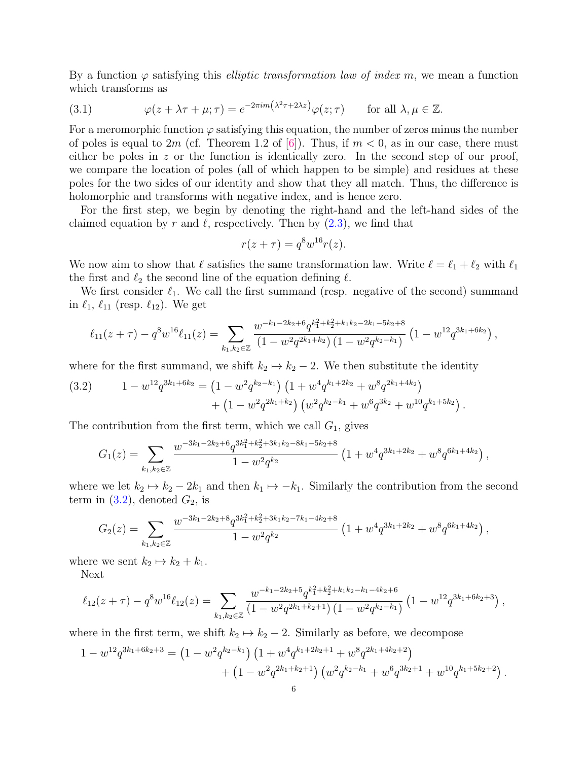By a function $\varphi$ satisfying this *elliptic transformation law of index $m$*, we mean a function which transforms as

$$\varphi(z+\lambda\tau+\mu;\tau) = e^{-2\pi i m\left(\lambda^2\tau+2\lambda z\right)}\varphi(z;\tau) \qquad \text{for all } \lambda,\mu\in\mathbb{Z}. \tag{3.1}$$

For a meromorphic function $\varphi$ satisfying this equation, the number of zeros minus the number of poles is equal to $2m$ (cf. Theorem 1.2 of [6]). Thus, if $m<0$, as in our case, there must either be poles in $z$ or the function is identically zero. In the second step of our proof, we compare the location of poles (all of which happen to be simple) and residues at these poles for the two sides of our identity and show that they all match. Thus, the difference is holomorphic and transforms with negative index, and is hence zero.

For the first step, we begin by denoting the right-hand and the left-hand sides of the claimed equation by $r$ and $\ell$, respectively. Then by (2.3), we find that

$$r(z+\tau) = q^8 w^{16} r(z).$$

We now aim to show that $\ell$ satisfies the same transformation law. Write $\ell = \ell_1+\ell_2$ with $\ell_1$ the first and $\ell_2$ the second line of the equation defining $\ell$.

We first consider $\ell_1$. We call the first summand (resp. negative of the second) summand in $\ell_1$, $\ell_{11}$ (resp. $\ell_{12}$). We get

$$\ell_{11}(z+\tau) - q^8w^{16}\ell_{11}(z) = \sum_{k_1,k_2\in\mathbb{Z}} \frac{w^{-k_1-2k_2+6}q^{k_1^2+k_2^2+k_1k_2-2k_1-5k_2+8}}{\left(1-w^2q^{2k_1+k_2}\right)\left(1-w^2q^{k_2-k_1}\right)}\left(1-w^{12}q^{3k_1+6k_2}\right),$$

where for the first summand, we shift $k_2\mapsto k_2-2$. We then substitute the identity

$$\begin{aligned}1-w^{12}q^{3k_1+6k_2} = {}&\left(1-w^2q^{k_2-k_1}\right)\left(1+w^4q^{k_1+2k_2}+w^8q^{2k_1+4k_2}\right)\\ &+\left(1-w^2q^{2k_1+k_2}\right)\left(w^2q^{k_2-k_1}+w^6q^{3k_2}+w^{10}q^{k_1+5k_2}\right).\end{aligned} \tag{3.2}$$

The contribution from the first term, which we call $G_1$, gives

$$G_1(z) = \sum_{k_1,k_2\in\mathbb{Z}} \frac{w^{-3k_1-2k_2+6}q^{3k_1^2+k_2^2+3k_1k_2-8k_1-5k_2+8}}{1-w^2q^{k_2}}\left(1+w^4q^{3k_1+2k_2}+w^8q^{6k_1+4k_2}\right),$$

where we let $k_2\mapsto k_2-2k_1$ and then $k_1\mapsto -k_1$. Similarly the contribution from the second term in (3.2), denoted $G_2$, is

$$G_2(z) = \sum_{k_1,k_2\in\mathbb{Z}} \frac{w^{-3k_1-2k_2+8}q^{3k_1^2+k_2^2+3k_1k_2-7k_1-4k_2+8}}{1-w^2q^{k_2}}\left(1+w^4q^{3k_1+2k_2}+w^8q^{6k_1+4k_2}\right),$$

where we sent $k_2\mapsto k_2+k_1$.

Next

$$\ell_{12}(z+\tau) - q^8w^{16}\ell_{12}(z) = \sum_{k_1,k_2\in\mathbb{Z}} \frac{w^{-k_1-2k_2+5}q^{k_1^2+k_2^2+k_1k_2-k_1-4k_2+6}}{\left(1-w^2q^{2k_1+k_2+1}\right)\left(1-w^2q^{k_2-k_1}\right)}\left(1-w^{12}q^{3k_1+6k_2+3}\right),$$

where in the first term, we shift $k_2\mapsto k_2-2$. Similarly as before, we decompose

$$\begin{aligned}1-w^{12}q^{3k_1+6k_2+3} = {}&\left(1-w^2q^{k_2-k_1}\right)\left(1+w^4q^{k_1+2k_2+1}+w^8q^{2k_1+4k_2+2}\right)\\ &+\left(1-w^2q^{2k_1+k_2+1}\right)\left(w^2q^{k_2-k_1}+w^6q^{3k_2+1}+w^{10}q^{k_1+5k_2+2}\right).\end{aligned}$$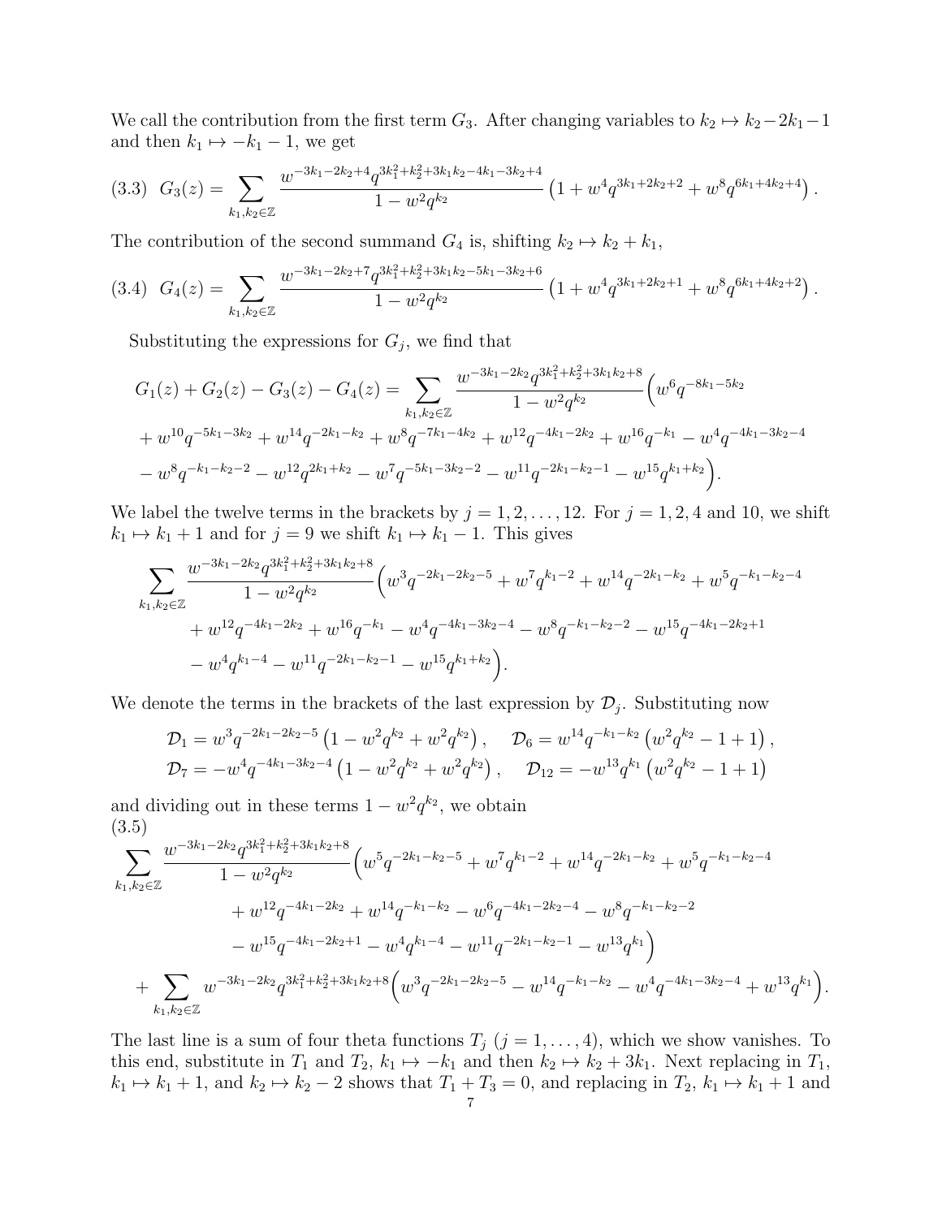We call the contribution from the first term $G_3$. After changing variables to $k_2 \mapsto k_2 - 2k_1 - 1$ and then $k_1 \mapsto -k_1 - 1$, we get

$$(3.3)\quad G_3(z) = \sum_{k_1,k_2\in\mathbb{Z}} \frac{w^{-3k_1-2k_2+4} q^{3k_1^2+k_2^2+3k_1k_2-4k_1-3k_2+4}}{1-w^2q^{k_2}} \left(1 + w^4 q^{3k_1+2k_2+2} + w^8 q^{6k_1+4k_2+4}\right).$$

The contribution of the second summand $G_4$ is, shifting $k_2 \mapsto k_2 + k_1$,

$$(3.4)\quad G_4(z) = \sum_{k_1,k_2\in\mathbb{Z}} \frac{w^{-3k_1-2k_2+7} q^{3k_1^2+k_2^2+3k_1k_2-5k_1-3k_2+6}}{1-w^2q^{k_2}} \left(1 + w^4 q^{3k_1+2k_2+1} + w^8 q^{6k_1+4k_2+2}\right).$$

Substituting the expressions for $G_j$, we find that

$$G_1(z) + G_2(z) - G_3(z) - G_4(z) = \sum_{k_1,k_2\in\mathbb{Z}} \frac{w^{-3k_1-2k_2} q^{3k_1^2+k_2^2+3k_1k_2+8}}{1-w^2q^{k_2}} \Big( w^6 q^{-8k_1-5k_2}$$
$$+ w^{10} q^{-5k_1-3k_2} + w^{14} q^{-2k_1-k_2} + w^8 q^{-7k_1-4k_2} + w^{12} q^{-4k_1-2k_2} + w^{16} q^{-k_1} - w^4 q^{-4k_1-3k_2-4}$$
$$- w^8 q^{-k_1-k_2-2} - w^{12} q^{2k_1+k_2} - w^7 q^{-5k_1-3k_2-2} - w^{11} q^{-2k_1-k_2-1} - w^{15} q^{k_1+k_2} \Big).$$

We label the twelve terms in the brackets by $j = 1, 2, \ldots, 12$. For $j = 1, 2, 4$ and $10$, we shift $k_1 \mapsto k_1 + 1$ and for $j = 9$ we shift $k_1 \mapsto k_1 - 1$. This gives

$$\sum_{k_1,k_2\in\mathbb{Z}} \frac{w^{-3k_1-2k_2} q^{3k_1^2+k_2^2+3k_1k_2+8}}{1-w^2q^{k_2}} \Big( w^3 q^{-2k_1-2k_2-5} + w^7 q^{k_1-2} + w^{14} q^{-2k_1-k_2} + w^5 q^{-k_1-k_2-4}$$
$$+ w^{12} q^{-4k_1-2k_2} + w^{16} q^{-k_1} - w^4 q^{-4k_1-3k_2-4} - w^8 q^{-k_1-k_2-2} - w^{15} q^{-4k_1-2k_2+1}$$
$$- w^4 q^{k_1-4} - w^{11} q^{-2k_1-k_2-1} - w^{15} q^{k_1+k_2} \Big).$$

We denote the terms in the brackets of the last expression by $\mathcal{D}_j$. Substituting now

$$\mathcal{D}_1 = w^3 q^{-2k_1-2k_2-5}\left(1 - w^2q^{k_2} + w^2q^{k_2}\right), \quad \mathcal{D}_6 = w^{14} q^{-k_1-k_2}\left(w^2q^{k_2} - 1 + 1\right),$$
$$\mathcal{D}_7 = -w^4 q^{-4k_1-3k_2-4}\left(1 - w^2q^{k_2} + w^2q^{k_2}\right), \quad \mathcal{D}_{12} = -w^{13} q^{k_1}\left(w^2q^{k_2} - 1 + 1\right)$$

and dividing out in these terms $1 - w^2q^{k_2}$, we obtain

$$(3.5)$$
$$\sum_{k_1,k_2\in\mathbb{Z}} \frac{w^{-3k_1-2k_2} q^{3k_1^2+k_2^2+3k_1k_2+8}}{1-w^2q^{k_2}} \Big( w^5 q^{-2k_1-k_2-5} + w^7 q^{k_1-2} + w^{14} q^{-2k_1-k_2} + w^5 q^{-k_1-k_2-4}$$
$$+ w^{12} q^{-4k_1-2k_2} + w^{14} q^{-k_1-k_2} - w^6 q^{-4k_1-2k_2-4} - w^8 q^{-k_1-k_2-2}$$
$$- w^{15} q^{-4k_1-2k_2+1} - w^4 q^{k_1-4} - w^{11} q^{-2k_1-k_2-1} - w^{13} q^{k_1} \Big)$$
$$+ \sum_{k_1,k_2\in\mathbb{Z}} w^{-3k_1-2k_2} q^{3k_1^2+k_2^2+3k_1k_2+8} \Big( w^3 q^{-2k_1-2k_2-5} - w^{14} q^{-k_1-k_2} - w^4 q^{-4k_1-3k_2-4} + w^{13} q^{k_1} \Big).$$

The last line is a sum of four theta functions $T_j$ $(j = 1, \ldots, 4)$, which we show vanishes. To this end, substitute in $T_1$ and $T_2$, $k_1 \mapsto -k_1$ and then $k_2 \mapsto k_2 + 3k_1$. Next replacing in $T_1$, $k_1 \mapsto k_1 + 1$, and $k_2 \mapsto k_2 - 2$ shows that $T_1 + T_3 = 0$, and replacing in $T_2$, $k_1 \mapsto k_1 + 1$ and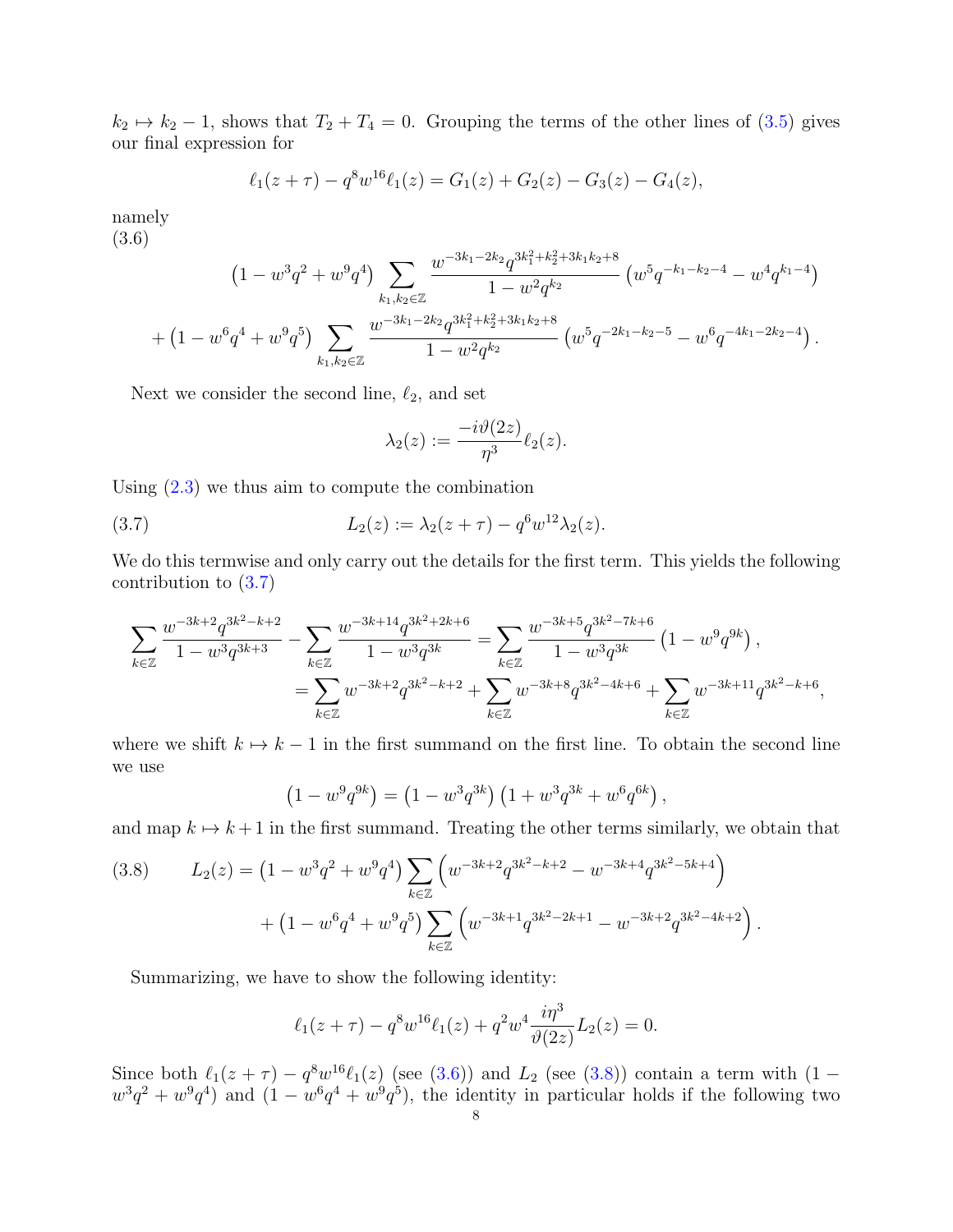$k_2 \mapsto k_2 - 1$, shows that $T_2 + T_4 = 0$. Grouping the terms of the other lines of (3.5) gives our final expression for

$$\ell_1(z+\tau) - q^8 w^{16} \ell_1(z) = G_1(z) + G_2(z) - G_3(z) - G_4(z),$$

namely

(3.6)

$$\left(1 - w^3 q^2 + w^9 q^4\right) \sum_{k_1, k_2 \in \mathbb{Z}} \frac{w^{-3k_1 - 2k_2} q^{3k_1^2 + k_2^2 + 3k_1 k_2 + 8}}{1 - w^2 q^{k_2}} \left(w^5 q^{-k_1 - k_2 - 4} - w^4 q^{k_1 - 4}\right)$$
$$+ \left(1 - w^6 q^4 + w^9 q^5\right) \sum_{k_1, k_2 \in \mathbb{Z}} \frac{w^{-3k_1 - 2k_2} q^{3k_1^2 + k_2^2 + 3k_1 k_2 + 8}}{1 - w^2 q^{k_2}} \left(w^5 q^{-2k_1 - k_2 - 5} - w^6 q^{-4k_1 - 2k_2 - 4}\right).$$

Next we consider the second line, $\ell_2$, and set

$$\lambda_2(z) := \frac{-i\vartheta(2z)}{\eta^3} \ell_2(z).$$

Using (2.3) we thus aim to compute the combination

$$L_2(z) := \lambda_2(z+\tau) - q^6 w^{12} \lambda_2(z). \tag{3.7}$$

We do this termwise and only carry out the details for the first term. This yields the following contribution to (3.7)

$$\sum_{k \in \mathbb{Z}} \frac{w^{-3k+2} q^{3k^2 - k + 2}}{1 - w^3 q^{3k+3}} - \sum_{k \in \mathbb{Z}} \frac{w^{-3k+14} q^{3k^2 + 2k + 6}}{1 - w^3 q^{3k}} = \sum_{k \in \mathbb{Z}} \frac{w^{-3k+5} q^{3k^2 - 7k + 6}}{1 - w^3 q^{3k}} \left(1 - w^9 q^{9k}\right),$$
$$= \sum_{k \in \mathbb{Z}} w^{-3k+2} q^{3k^2 - k + 2} + \sum_{k \in \mathbb{Z}} w^{-3k+8} q^{3k^2 - 4k + 6} + \sum_{k \in \mathbb{Z}} w^{-3k+11} q^{3k^2 - k + 6},$$

where we shift $k \mapsto k-1$ in the first summand on the first line. To obtain the second line we use

$$\left(1 - w^9 q^{9k}\right) = \left(1 - w^3 q^{3k}\right)\left(1 + w^3 q^{3k} + w^6 q^{6k}\right),$$

and map $k \mapsto k+1$ in the first summand. Treating the other terms similarly, we obtain that

$$L_2(z) = \left(1 - w^3 q^2 + w^9 q^4\right) \sum_{k \in \mathbb{Z}} \left(w^{-3k+2} q^{3k^2 - k + 2} - w^{-3k+4} q^{3k^2 - 5k + 4}\right)$$
$$+ \left(1 - w^6 q^4 + w^9 q^5\right) \sum_{k \in \mathbb{Z}} \left(w^{-3k+1} q^{3k^2 - 2k + 1} - w^{-3k+2} q^{3k^2 - 4k + 2}\right). \tag{3.8}$$

Summarizing, we have to show the following identity:

$$\ell_1(z+\tau) - q^8 w^{16} \ell_1(z) + q^2 w^4 \frac{i\eta^3}{\vartheta(2z)} L_2(z) = 0.$$

Since both $\ell_1(z+\tau) - q^8 w^{16} \ell_1(z)$ (see (3.6)) and $L_2$ (see (3.8)) contain a term with $(1 - w^3 q^2 + w^9 q^4)$ and $(1 - w^6 q^4 + w^9 q^5)$, the identity in particular holds if the following two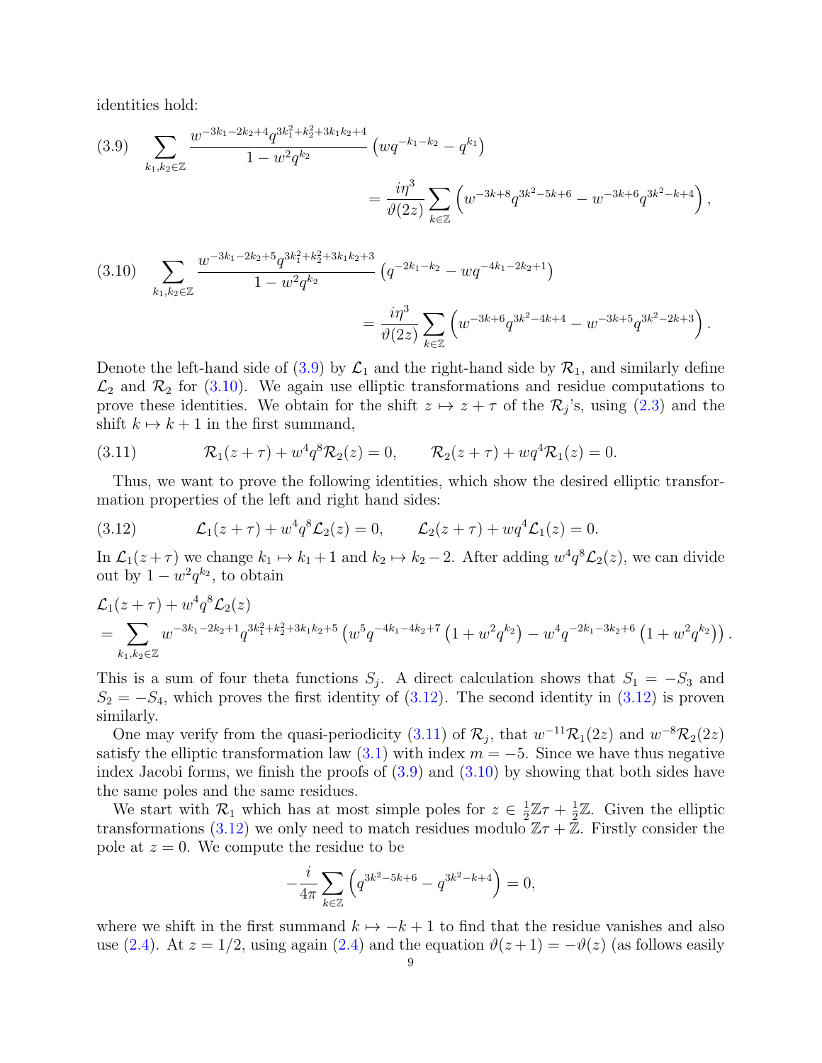identities hold:

$$\sum_{k_1,k_2\in\mathbb{Z}} \frac{w^{-3k_1-2k_2+4}q^{3k_1^2+k_2^2+3k_1k_2+4}}{1-w^2q^{k_2}}\left(wq^{-k_1-k_2}-q^{k_1}\right) = \frac{i\eta^3}{\vartheta(2z)}\sum_{k\in\mathbb{Z}}\left(w^{-3k+8}q^{3k^2-5k+6}-w^{-3k+6}q^{3k^2-k+4}\right), \tag{3.9}$$

$$\sum_{k_1,k_2\in\mathbb{Z}} \frac{w^{-3k_1-2k_2+5}q^{3k_1^2+k_2^2+3k_1k_2+3}}{1-w^2q^{k_2}}\left(q^{-2k_1-k_2}-wq^{-4k_1-2k_2+1}\right) = \frac{i\eta^3}{\vartheta(2z)}\sum_{k\in\mathbb{Z}}\left(w^{-3k+6}q^{3k^2-4k+4}-w^{-3k+5}q^{3k^2-2k+3}\right). \tag{3.10}$$

Denote the left-hand side of (3.9) by $\mathcal{L}_1$ and the right-hand side by $\mathcal{R}_1$, and similarly define $\mathcal{L}_2$ and $\mathcal{R}_2$ for (3.10). We again use elliptic transformations and residue computations to prove these identities. We obtain for the shift $z\mapsto z+\tau$ of the $\mathcal{R}_j$'s, using (2.3) and the shift $k\mapsto k+1$ in the first summand,

$$\mathcal{R}_1(z+\tau)+w^4q^8\mathcal{R}_2(z)=0, \qquad \mathcal{R}_2(z+\tau)+wq^4\mathcal{R}_1(z)=0. \tag{3.11}$$

Thus, we want to prove the following identities, which show the desired elliptic transformation properties of the left and right hand sides:

$$\mathcal{L}_1(z+\tau)+w^4q^8\mathcal{L}_2(z)=0, \qquad \mathcal{L}_2(z+\tau)+wq^4\mathcal{L}_1(z)=0. \tag{3.12}$$

In $\mathcal{L}_1(z+\tau)$ we change $k_1\mapsto k_1+1$ and $k_2\mapsto k_2-2$. After adding $w^4q^8\mathcal{L}_2(z)$, we can divide out by $1-w^2q^{k_2}$, to obtain

$$\begin{aligned}&\mathcal{L}_1(z+\tau)+w^4q^8\mathcal{L}_2(z)\\ &=\sum_{k_1,k_2\in\mathbb{Z}} w^{-3k_1-2k_2+1}q^{3k_1^2+k_2^2+3k_1k_2+5}\left(w^5q^{-4k_1-4k_2+7}\left(1+w^2q^{k_2}\right)-w^4q^{-2k_1-3k_2+6}\left(1+w^2q^{k_2}\right)\right).\end{aligned}$$

This is a sum of four theta functions $S_j$. A direct calculation shows that $S_1=-S_3$ and $S_2=-S_4$, which proves the first identity of (3.12). The second identity in (3.12) is proven similarly.

One may verify from the quasi-periodicity (3.11) of $\mathcal{R}_j$, that $w^{-11}\mathcal{R}_1(2z)$ and $w^{-8}\mathcal{R}_2(2z)$ satisfy the elliptic transformation law (3.1) with index $m=-5$. Since we have thus negative index Jacobi forms, we finish the proofs of (3.9) and (3.10) by showing that both sides have the same poles and the same residues.

We start with $\mathcal{R}_1$ which has at most simple poles for $z\in\frac{1}{2}\mathbb{Z}\tau+\frac{1}{2}\mathbb{Z}$. Given the elliptic transformations (3.12) we only need to match residues modulo $\mathbb{Z}\tau+\mathbb{Z}$. Firstly consider the pole at $z=0$. We compute the residue to be

$$-\frac{i}{4\pi}\sum_{k\in\mathbb{Z}}\left(q^{3k^2-5k+6}-q^{3k^2-k+4}\right)=0,$$

where we shift in the first summand $k\mapsto -k+1$ to find that the residue vanishes and also use (2.4). At $z=1/2$, using again (2.4) and the equation $\vartheta(z+1)=-\vartheta(z)$ (as follows easily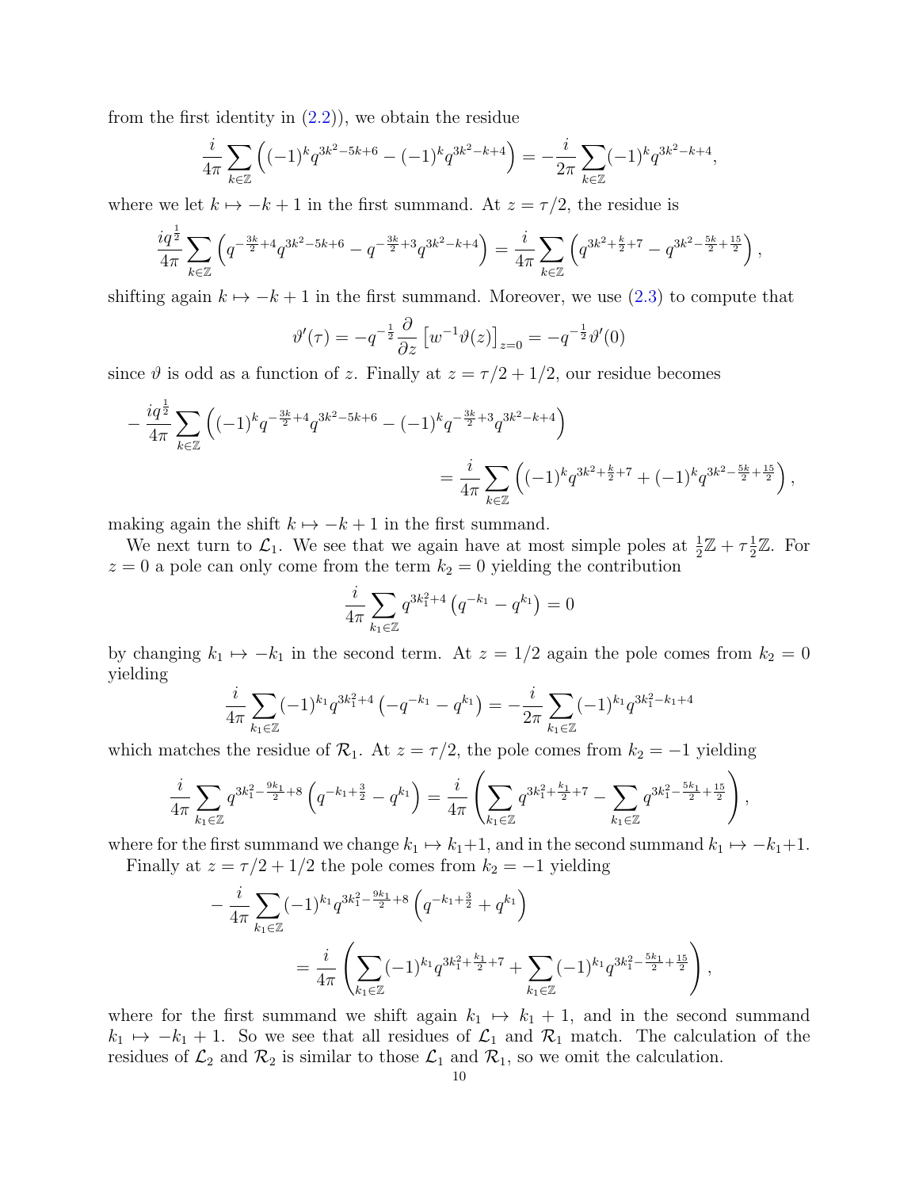from the first identity in (2.2)), we obtain the residue

$$\frac{i}{4\pi}\sum_{k\in\mathbb{Z}}\left((-1)^k q^{3k^2-5k+6}-(-1)^k q^{3k^2-k+4}\right)=-\frac{i}{2\pi}\sum_{k\in\mathbb{Z}}(-1)^k q^{3k^2-k+4},$$

where we let $k\mapsto -k+1$ in the first summand. At $z=\tau/2$, the residue is

$$\frac{iq^{\frac{1}{2}}}{4\pi}\sum_{k\in\mathbb{Z}}\left(q^{-\frac{3k}{2}+4}q^{3k^2-5k+6}-q^{-\frac{3k}{2}+3}q^{3k^2-k+4}\right)=\frac{i}{4\pi}\sum_{k\in\mathbb{Z}}\left(q^{3k^2+\frac{k}{2}+7}-q^{3k^2-\frac{5k}{2}+\frac{15}{2}}\right),$$

shifting again $k\mapsto -k+1$ in the first summand. Moreover, we use (2.3) to compute that

$$\vartheta'(\tau)=-q^{-\frac{1}{2}}\frac{\partial}{\partial z}\left[w^{-1}\vartheta(z)\right]_{z=0}=-q^{-\frac{1}{2}}\vartheta'(0)$$

since $\vartheta$ is odd as a function of $z$. Finally at $z=\tau/2+1/2$, our residue becomes

$$-\frac{iq^{\frac{1}{2}}}{4\pi}\sum_{k\in\mathbb{Z}}\left((-1)^k q^{-\frac{3k}{2}+4}q^{3k^2-5k+6}-(-1)^k q^{-\frac{3k}{2}+3}q^{3k^2-k+4}\right)$$
$$=\frac{i}{4\pi}\sum_{k\in\mathbb{Z}}\left((-1)^k q^{3k^2+\frac{k}{2}+7}+(-1)^k q^{3k^2-\frac{5k}{2}+\frac{15}{2}}\right),$$

making again the shift $k\mapsto -k+1$ in the first summand.

We next turn to $\mathcal{L}_1$. We see that we again have at most simple poles at $\frac{1}{2}\mathbb{Z}+\tau\frac{1}{2}\mathbb{Z}$. For $z=0$ a pole can only come from the term $k_2=0$ yielding the contribution

$$\frac{i}{4\pi}\sum_{k_1\in\mathbb{Z}}q^{3k_1^2+4}\left(q^{-k_1}-q^{k_1}\right)=0$$

by changing $k_1\mapsto -k_1$ in the second term. At $z=1/2$ again the pole comes from $k_2=0$ yielding

$$\frac{i}{4\pi}\sum_{k_1\in\mathbb{Z}}(-1)^{k_1}q^{3k_1^2+4}\left(-q^{-k_1}-q^{k_1}\right)=-\frac{i}{2\pi}\sum_{k_1\in\mathbb{Z}}(-1)^{k_1}q^{3k_1^2-k_1+4}$$

which matches the residue of $\mathcal{R}_1$. At $z=\tau/2$, the pole comes from $k_2=-1$ yielding

$$\frac{i}{4\pi}\sum_{k_1\in\mathbb{Z}}q^{3k_1^2-\frac{9k_1}{2}+8}\left(q^{-k_1+\frac{3}{2}}-q^{k_1}\right)=\frac{i}{4\pi}\left(\sum_{k_1\in\mathbb{Z}}q^{3k_1^2+\frac{k_1}{2}+7}-\sum_{k_1\in\mathbb{Z}}q^{3k_1^2-\frac{5k_1}{2}+\frac{15}{2}}\right),$$

where for the first summand we change $k_1\mapsto k_1+1$, and in the second summand $k_1\mapsto -k_1+1$.

Finally at $z=\tau/2+1/2$ the pole comes from $k_2=-1$ yielding

$$-\frac{i}{4\pi}\sum_{k_1\in\mathbb{Z}}(-1)^{k_1}q^{3k_1^2-\frac{9k_1}{2}+8}\left(q^{-k_1+\frac{3}{2}}+q^{k_1}\right)$$
$$=\frac{i}{4\pi}\left(\sum_{k_1\in\mathbb{Z}}(-1)^{k_1}q^{3k_1^2+\frac{k_1}{2}+7}+\sum_{k_1\in\mathbb{Z}}(-1)^{k_1}q^{3k_1^2-\frac{5k_1}{2}+\frac{15}{2}}\right),$$

where for the first summand we shift again $k_1\mapsto k_1+1$, and in the second summand $k_1\mapsto -k_1+1$. So we see that all residues of $\mathcal{L}_1$ and $\mathcal{R}_1$ match. The calculation of the residues of $\mathcal{L}_2$ and $\mathcal{R}_2$ is similar to those $\mathcal{L}_1$ and $\mathcal{R}_1$, so we omit the calculation.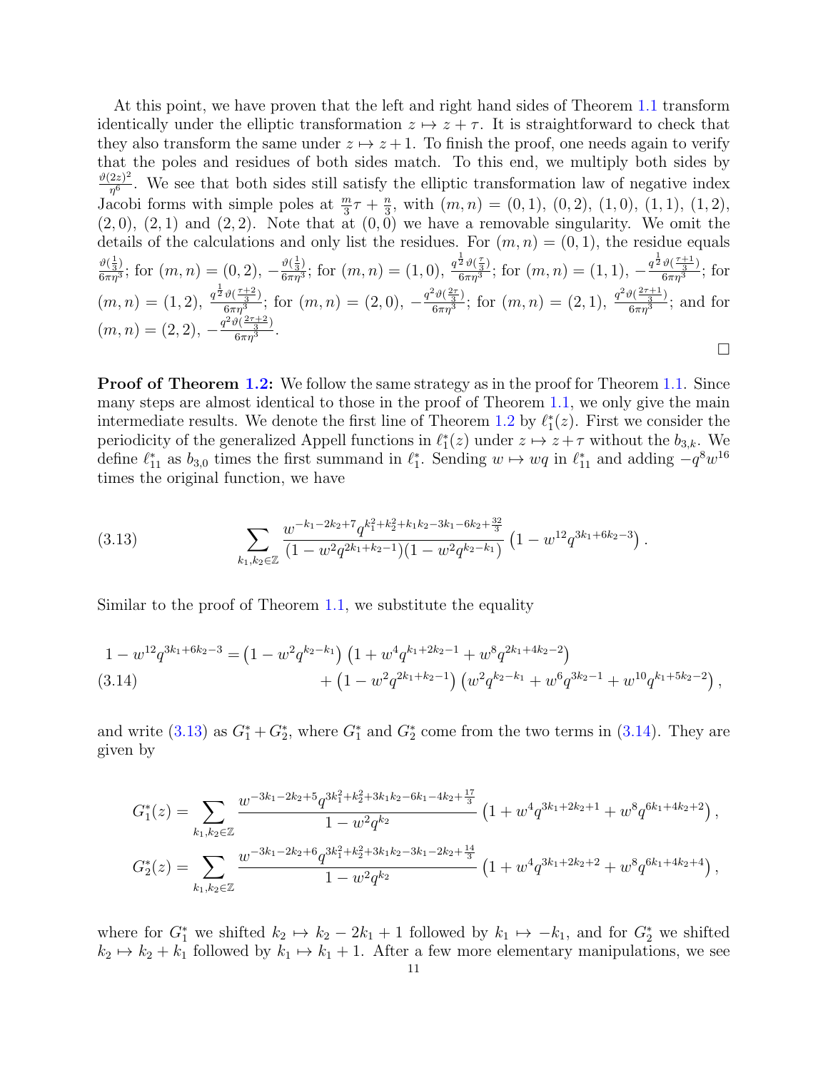At this point, we have proven that the left and right hand sides of Theorem 1.1 transform identically under the elliptic transformation $z \mapsto z + \tau$. It is straightforward to check that they also transform the same under $z \mapsto z+1$. To finish the proof, one needs again to verify that the poles and residues of both sides match. To this end, we multiply both sides by $\frac{\vartheta(2z)^2}{\eta^6}$. We see that both sides still satisfy the elliptic transformation law of negative index Jacobi forms with simple poles at $\frac{m}{3}\tau + \frac{n}{3}$, with $(m,n) = (0,1)$, $(0,2)$, $(1,0)$, $(1,1)$, $(1,2)$, $(2,0)$, $(2,1)$ and $(2,2)$. Note that at $(0,0)$ we have a removable singularity. We omit the details of the calculations and only list the residues. For $(m,n)=(0,1)$, the residue equals $\frac{\vartheta(\frac{1}{3})}{6\pi\eta^3}$; for $(m,n)=(0,2)$, $-\frac{\vartheta(\frac{1}{3})}{6\pi\eta^3}$; for $(m,n)=(1,0)$, $\frac{q^{\frac{1}{2}}\vartheta(\frac{\tau}{3})}{6\pi\eta^3}$; for $(m,n)=(1,1)$, $-\frac{q^{\frac{1}{2}}\vartheta(\frac{\tau+1}{3})}{6\pi\eta^3}$; for $(m,n)=(1,2)$, $\frac{q^{\frac{1}{2}}\vartheta(\frac{\tau+2}{3})}{6\pi\eta^3}$; for $(m,n)=(2,0)$, $-\frac{q^2\vartheta(\frac{2\tau}{3})}{6\pi\eta^3}$; for $(m,n)=(2,1)$, $\frac{q^2\vartheta(\frac{2\tau+1}{3})}{6\pi\eta^3}$; and for $(m,n)=(2,2)$, $-\frac{q^2\vartheta(\frac{2\tau+2}{3})}{6\pi\eta^3}$. □

**Proof of Theorem 1.2:** We follow the same strategy as in the proof for Theorem 1.1. Since many steps are almost identical to those in the proof of Theorem 1.1, we only give the main intermediate results. We denote the first line of Theorem 1.2 by $\ell_1^*(z)$. First we consider the periodicity of the generalized Appell functions in $\ell_1^*(z)$ under $z \mapsto z+\tau$ without the $b_{3,k}$. We define $\ell_{11}^*$ as $b_{3,0}$ times the first summand in $\ell_1^*$. Sending $w \mapsto wq$ in $\ell_{11}^*$ and adding $-q^8w^{16}$ times the original function, we have

$$\sum_{k_1,k_2\in\mathbb{Z}} \frac{w^{-k_1-2k_2+7}q^{k_1^2+k_2^2+k_1k_2-3k_1-6k_2+\frac{32}{3}}}{(1-w^2q^{2k_1+k_2-1})(1-w^2q^{k_2-k_1})}\left(1-w^{12}q^{3k_1+6k_2-3}\right). \tag{3.13}$$

Similar to the proof of Theorem 1.1, we substitute the equality

$$\begin{aligned} 1-w^{12}q^{3k_1+6k_2-3} = &\left(1-w^2q^{k_2-k_1}\right)\left(1+w^4q^{k_1+2k_2-1}+w^8q^{2k_1+4k_2-2}\right) \\ &+\left(1-w^2q^{2k_1+k_2-1}\right)\left(w^2q^{k_2-k_1}+w^6q^{3k_2-1}+w^{10}q^{k_1+5k_2-2}\right), \end{aligned} \tag{3.14}$$

and write (3.13) as $G_1^*+G_2^*$, where $G_1^*$ and $G_2^*$ come from the two terms in (3.14). They are given by

$$G_1^*(z) = \sum_{k_1,k_2\in\mathbb{Z}} \frac{w^{-3k_1-2k_2+5}q^{3k_1^2+k_2^2+3k_1k_2-6k_1-4k_2+\frac{17}{3}}}{1-w^2q^{k_2}}\left(1+w^4q^{3k_1+2k_2+1}+w^8q^{6k_1+4k_2+2}\right),$$

$$G_2^*(z) = \sum_{k_1,k_2\in\mathbb{Z}} \frac{w^{-3k_1-2k_2+6}q^{3k_1^2+k_2^2+3k_1k_2-3k_1-2k_2+\frac{14}{3}}}{1-w^2q^{k_2}}\left(1+w^4q^{3k_1+2k_2+2}+w^8q^{6k_1+4k_2+4}\right),$$

where for $G_1^*$ we shifted $k_2 \mapsto k_2-2k_1+1$ followed by $k_1 \mapsto -k_1$, and for $G_2^*$ we shifted $k_2 \mapsto k_2+k_1$ followed by $k_1 \mapsto k_1+1$. After a few more elementary manipulations, we see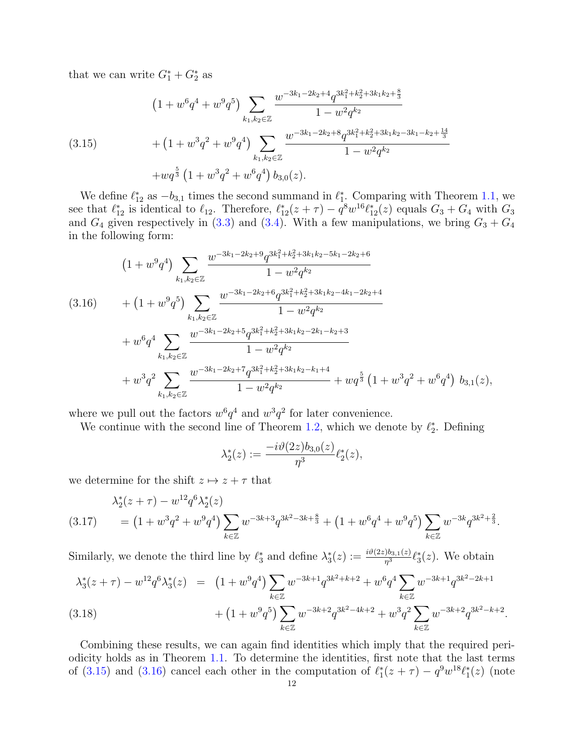that we can write $G_1^* + G_2^*$ as

$$
\begin{aligned}
&\left(1+w^6q^4+w^9q^5\right)\sum_{k_1,k_2\in\mathbb{Z}}\frac{w^{-3k_1-2k_2+4}q^{3k_1^2+k_2^2+3k_1k_2+\frac{8}{3}}}{1-w^2q^{k_2}}\\
&+\left(1+w^3q^2+w^9q^4\right)\sum_{k_1,k_2\in\mathbb{Z}}\frac{w^{-3k_1-2k_2+8}q^{3k_1^2+k_2^2+3k_1k_2-3k_1-k_2+\frac{14}{3}}}{1-w^2q^{k_2}}\\
&+wq^{\frac{5}{3}}\left(1+w^3q^2+w^6q^4\right)b_{3,0}(z).
\end{aligned}
\tag{3.15}
$$

We define $\ell_{12}^*$ as $-b_{3,1}$ times the second summand in $\ell_1^*$. Comparing with Theorem 1.1, we see that $\ell_{12}^*$ is identical to $\ell_{12}$. Therefore, $\ell_{12}^*(z+\tau) - q^8w^{16}\ell_{12}^*(z)$ equals $G_3 + G_4$ with $G_3$ and $G_4$ given respectively in (3.3) and (3.4). With a few manipulations, we bring $G_3 + G_4$ in the following form:

$$
\begin{aligned}
&\left(1+w^9q^4\right)\sum_{k_1,k_2\in\mathbb{Z}}\frac{w^{-3k_1-2k_2+9}q^{3k_1^2+k_2^2+3k_1k_2-5k_1-2k_2+6}}{1-w^2q^{k_2}}\\
&+\left(1+w^9q^5\right)\sum_{k_1,k_2\in\mathbb{Z}}\frac{w^{-3k_1-2k_2+6}q^{3k_1^2+k_2^2+3k_1k_2-4k_1-2k_2+4}}{1-w^2q^{k_2}}\\
&+w^6q^4\sum_{k_1,k_2\in\mathbb{Z}}\frac{w^{-3k_1-2k_2+5}q^{3k_1^2+k_2^2+3k_1k_2-2k_1-k_2+3}}{1-w^2q^{k_2}}\\
&+w^3q^2\sum_{k_1,k_2\in\mathbb{Z}}\frac{w^{-3k_1-2k_2+7}q^{3k_1^2+k_2^2+3k_1k_2-k_1+4}}{1-w^2q^{k_2}}+wq^{\frac{5}{3}}\left(1+w^3q^2+w^6q^4\right)\,b_{3,1}(z),
\end{aligned}
\tag{3.16}
$$

where we pull out the factors $w^6q^4$ and $w^3q^2$ for later convenience.

We continue with the second line of Theorem 1.2, which we denote by $\ell_2^*$. Defining

$$
\lambda_2^*(z) := \frac{-i\vartheta(2z)b_{3,0}(z)}{\eta^3}\ell_2^*(z),
$$

we determine for the shift $z \mapsto z+\tau$ that

$$
\begin{aligned}
&\lambda_2^*(z+\tau) - w^{12}q^6\lambda_2^*(z)\\
&\quad= \left(1+w^3q^2+w^9q^4\right)\sum_{k\in\mathbb{Z}}w^{-3k+3}q^{3k^2-3k+\frac{8}{3}} + \left(1+w^6q^4+w^9q^5\right)\sum_{k\in\mathbb{Z}}w^{-3k}q^{3k^2+\frac{2}{3}}.
\end{aligned}
\tag{3.17}
$$

Similarly, we denote the third line by $\ell_3^*$ and define $\lambda_3^*(z) := \frac{i\vartheta(2z)b_{3,1}(z)}{\eta^3}\ell_3^*(z)$. We obtain

$$
\begin{aligned}
\lambda_3^*(z+\tau) - w^{12}q^6\lambda_3^*(z) \;&=\; \left(1+w^9q^4\right)\sum_{k\in\mathbb{Z}}w^{-3k+1}q^{3k^2+k+2} + w^6q^4\sum_{k\in\mathbb{Z}}w^{-3k+1}q^{3k^2-2k+1}\\
&\quad + \left(1+w^9q^5\right)\sum_{k\in\mathbb{Z}}w^{-3k+2}q^{3k^2-4k+2} + w^3q^2\sum_{k\in\mathbb{Z}}w^{-3k+2}q^{3k^2-k+2}.
\end{aligned}
\tag{3.18}
$$

Combining these results, we can again find identities which imply that the required periodicity holds as in Theorem 1.1. To determine the identities, first note that the last terms of (3.15) and (3.16) cancel each other in the computation of $\ell_1^*(z+\tau) - q^9w^{18}\ell_1^*(z)$ (note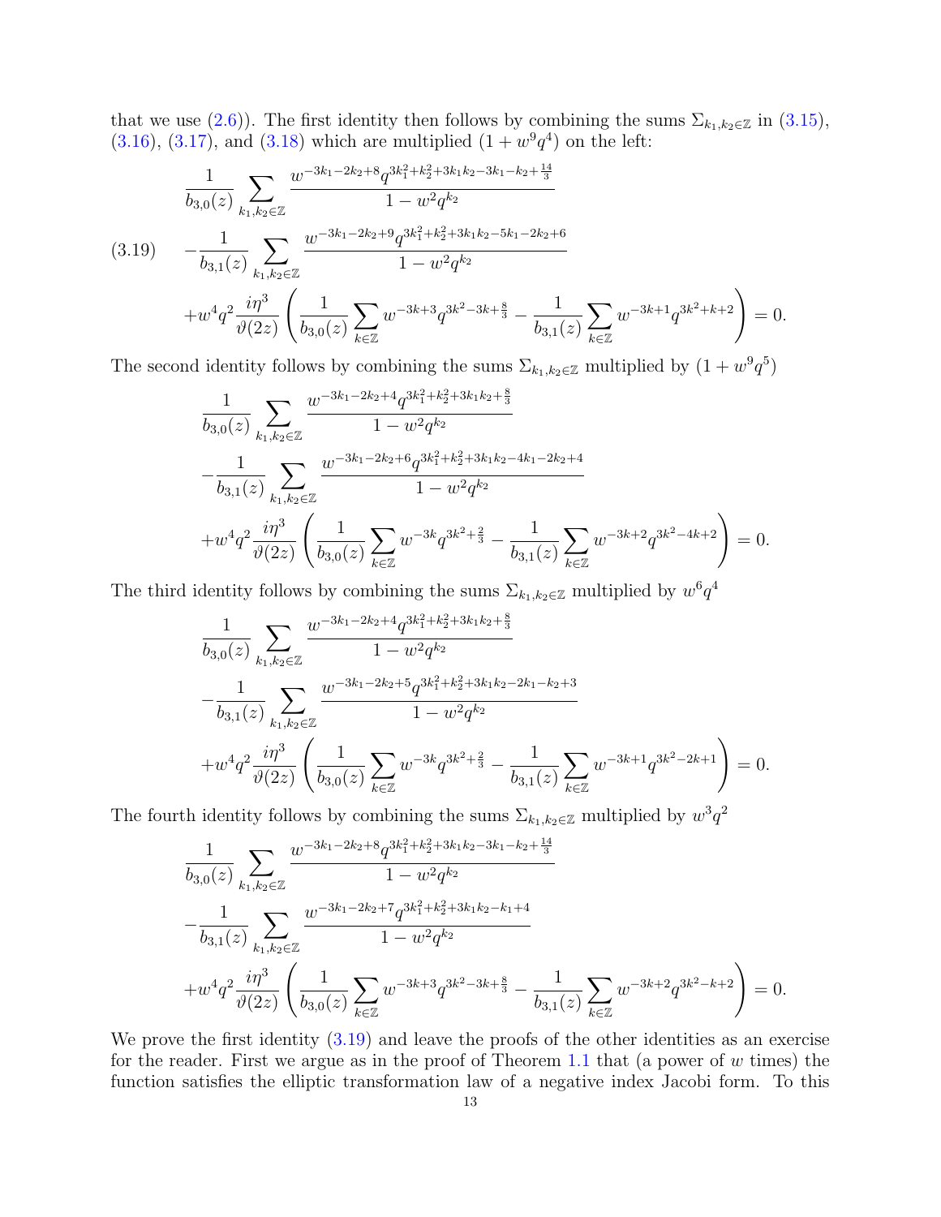that we use (2.6)). The first identity then follows by combining the sums $\Sigma_{k_1,k_2\in\mathbb{Z}}$ in (3.15), (3.16), (3.17), and (3.18) which are multiplied $(1+w^9q^4)$ on the left:

$$
\begin{aligned}
&\frac{1}{b_{3,0}(z)}\sum_{k_1,k_2\in\mathbb{Z}}\frac{w^{-3k_1-2k_2+8}q^{3k_1^2+k_2^2+3k_1k_2-3k_1-k_2+\frac{14}{3}}}{1-w^2q^{k_2}}\\
&-\frac{1}{b_{3,1}(z)}\sum_{k_1,k_2\in\mathbb{Z}}\frac{w^{-3k_1-2k_2+9}q^{3k_1^2+k_2^2+3k_1k_2-5k_1-2k_2+6}}{1-w^2q^{k_2}}\\
&+w^4q^2\frac{i\eta^3}{\vartheta(2z)}\left(\frac{1}{b_{3,0}(z)}\sum_{k\in\mathbb{Z}}w^{-3k+3}q^{3k^2-3k+\frac{8}{3}}-\frac{1}{b_{3,1}(z)}\sum_{k\in\mathbb{Z}}w^{-3k+1}q^{3k^2+k+2}\right)=0.
\end{aligned}
\tag{3.19}
$$

The second identity follows by combining the sums $\Sigma_{k_1,k_2\in\mathbb{Z}}$ multiplied by $(1+w^9q^5)$

$$
\begin{aligned}
&\frac{1}{b_{3,0}(z)}\sum_{k_1,k_2\in\mathbb{Z}}\frac{w^{-3k_1-2k_2+4}q^{3k_1^2+k_2^2+3k_1k_2+\frac{8}{3}}}{1-w^2q^{k_2}}\\
&-\frac{1}{b_{3,1}(z)}\sum_{k_1,k_2\in\mathbb{Z}}\frac{w^{-3k_1-2k_2+6}q^{3k_1^2+k_2^2+3k_1k_2-4k_1-2k_2+4}}{1-w^2q^{k_2}}\\
&+w^4q^2\frac{i\eta^3}{\vartheta(2z)}\left(\frac{1}{b_{3,0}(z)}\sum_{k\in\mathbb{Z}}w^{-3k}q^{3k^2+\frac{2}{3}}-\frac{1}{b_{3,1}(z)}\sum_{k\in\mathbb{Z}}w^{-3k+2}q^{3k^2-4k+2}\right)=0.
\end{aligned}
$$

The third identity follows by combining the sums $\Sigma_{k_1,k_2\in\mathbb{Z}}$ multiplied by $w^6q^4$

$$
\begin{aligned}
&\frac{1}{b_{3,0}(z)}\sum_{k_1,k_2\in\mathbb{Z}}\frac{w^{-3k_1-2k_2+4}q^{3k_1^2+k_2^2+3k_1k_2+\frac{8}{3}}}{1-w^2q^{k_2}}\\
&-\frac{1}{b_{3,1}(z)}\sum_{k_1,k_2\in\mathbb{Z}}\frac{w^{-3k_1-2k_2+5}q^{3k_1^2+k_2^2+3k_1k_2-2k_1-k_2+3}}{1-w^2q^{k_2}}\\
&+w^4q^2\frac{i\eta^3}{\vartheta(2z)}\left(\frac{1}{b_{3,0}(z)}\sum_{k\in\mathbb{Z}}w^{-3k}q^{3k^2+\frac{2}{3}}-\frac{1}{b_{3,1}(z)}\sum_{k\in\mathbb{Z}}w^{-3k+1}q^{3k^2-2k+1}\right)=0.
\end{aligned}
$$

The fourth identity follows by combining the sums $\Sigma_{k_1,k_2\in\mathbb{Z}}$ multiplied by $w^3q^2$

$$
\begin{aligned}
&\frac{1}{b_{3,0}(z)}\sum_{k_1,k_2\in\mathbb{Z}}\frac{w^{-3k_1-2k_2+8}q^{3k_1^2+k_2^2+3k_1k_2-3k_1-k_2+\frac{14}{3}}}{1-w^2q^{k_2}}\\
&-\frac{1}{b_{3,1}(z)}\sum_{k_1,k_2\in\mathbb{Z}}\frac{w^{-3k_1-2k_2+7}q^{3k_1^2+k_2^2+3k_1k_2-k_1+4}}{1-w^2q^{k_2}}\\
&+w^4q^2\frac{i\eta^3}{\vartheta(2z)}\left(\frac{1}{b_{3,0}(z)}\sum_{k\in\mathbb{Z}}w^{-3k+3}q^{3k^2-3k+\frac{8}{3}}-\frac{1}{b_{3,1}(z)}\sum_{k\in\mathbb{Z}}w^{-3k+2}q^{3k^2-k+2}\right)=0.
\end{aligned}
$$

We prove the first identity (3.19) and leave the proofs of the other identities as an exercise for the reader. First we argue as in the proof of Theorem 1.1 that (a power of $w$ times) the function satisfies the elliptic transformation law of a negative index Jacobi form. To this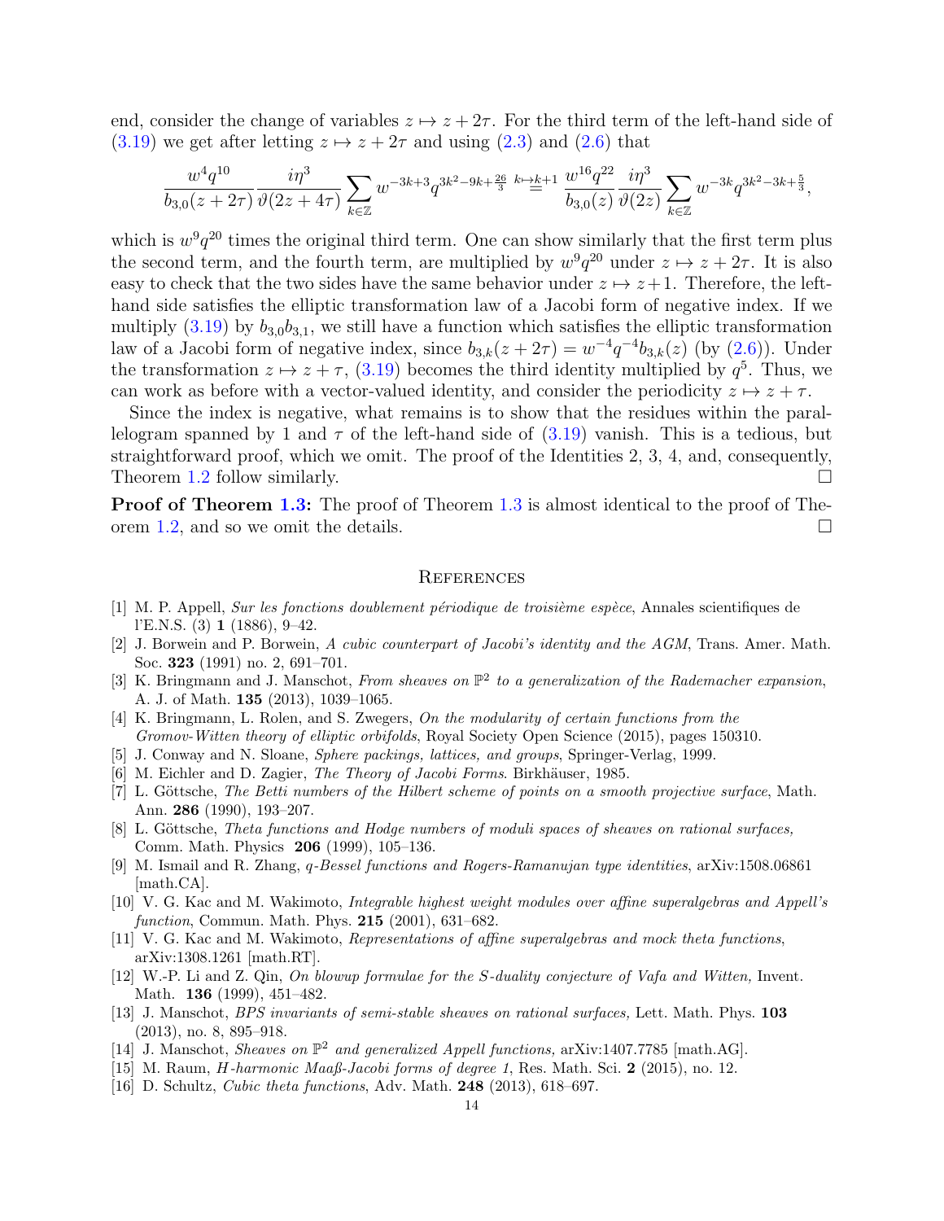end, consider the change of variables $z \mapsto z + 2\tau$. For the third term of the left-hand side of (3.19) we get after letting $z \mapsto z + 2\tau$ and using (2.3) and (2.6) that

$$\frac{w^4 q^{10}}{b_{3,0}(z+2\tau)} \frac{i\eta^3}{\vartheta(2z+4\tau)} \sum_{k\in\mathbb{Z}} w^{-3k+3} q^{3k^2-9k+\frac{26}{3}} \overset{k\mapsto k+1}{=} \frac{w^{16} q^{22}}{b_{3,0}(z)} \frac{i\eta^3}{\vartheta(2z)} \sum_{k\in\mathbb{Z}} w^{-3k} q^{3k^2-3k+\frac{5}{3}},$$

which is $w^9 q^{20}$ times the original third term. One can show similarly that the first term plus the second term, and the fourth term, are multiplied by $w^9 q^{20}$ under $z \mapsto z + 2\tau$. It is also easy to check that the two sides have the same behavior under $z \mapsto z+1$. Therefore, the left-hand side satisfies the elliptic transformation law of a Jacobi form of negative index. If we multiply (3.19) by $b_{3,0} b_{3,1}$, we still have a function which satisfies the elliptic transformation law of a Jacobi form of negative index, since $b_{3,k}(z+2\tau) = w^{-4} q^{-4} b_{3,k}(z)$ (by (2.6)). Under the transformation $z \mapsto z + \tau$, (3.19) becomes the third identity multiplied by $q^5$. Thus, we can work as before with a vector-valued identity, and consider the periodicity $z \mapsto z + \tau$.

Since the index is negative, what remains is to show that the residues within the parallelogram spanned by 1 and $\tau$ of the left-hand side of (3.19) vanish. This is a tedious, but straightforward proof, which we omit. The proof of the Identities 2, 3, 4, and, consequently, Theorem 1.2 follow similarly. □

**Proof of Theorem 1.3:** The proof of Theorem 1.3 is almost identical to the proof of Theorem 1.2, and so we omit the details. □

## References

[1] M. P. Appell, *Sur les fonctions doublement périodique de troisième espèce*, Annales scientifiques de l'E.N.S. (3) **1** (1886), 9–42.

[2] J. Borwein and P. Borwein, *A cubic counterpart of Jacobi's identity and the AGM*, Trans. Amer. Math. Soc. **323** (1991) no. 2, 691–701.

[3] K. Bringmann and J. Manschot, *From sheaves on $\mathbb{P}^2$ to a generalization of the Rademacher expansion*, A. J. of Math. **135** (2013), 1039–1065.

[4] K. Bringmann, L. Rolen, and S. Zwegers, *On the modularity of certain functions from the Gromov-Witten theory of elliptic orbifolds*, Royal Society Open Science (2015), pages 150310.

[5] J. Conway and N. Sloane, *Sphere packings, lattices, and groups*, Springer-Verlag, 1999.

[6] M. Eichler and D. Zagier, *The Theory of Jacobi Forms*. Birkhäuser, 1985.

[7] L. Göttsche, *The Betti numbers of the Hilbert scheme of points on a smooth projective surface*, Math. Ann. **286** (1990), 193–207.

[8] L. Göttsche, *Theta functions and Hodge numbers of moduli spaces of sheaves on rational surfaces,* Comm. Math. Physics **206** (1999), 105–136.

[9] M. Ismail and R. Zhang, *q-Bessel functions and Rogers-Ramanujan type identities*, arXiv:1508.06861 [math.CA].

[10] V. G. Kac and M. Wakimoto, *Integrable highest weight modules over affine superalgebras and Appell's function*, Commun. Math. Phys. **215** (2001), 631–682.

[11] V. G. Kac and M. Wakimoto, *Representations of affine superalgebras and mock theta functions*, arXiv:1308.1261 [math.RT].

[12] W.-P. Li and Z. Qin, *On blowup formulae for the S-duality conjecture of Vafa and Witten,* Invent. Math. **136** (1999), 451–482.

[13] J. Manschot, *BPS invariants of semi-stable sheaves on rational surfaces,* Lett. Math. Phys. **103** (2013), no. 8, 895–918.

[14] J. Manschot, *Sheaves on $\mathbb{P}^2$ and generalized Appell functions,* arXiv:1407.7785 [math.AG].

[15] M. Raum, *H-harmonic Maaß-Jacobi forms of degree 1*, Res. Math. Sci. **2** (2015), no. 12.

[16] D. Schultz, *Cubic theta functions*, Adv. Math. **248** (2013), 618–697.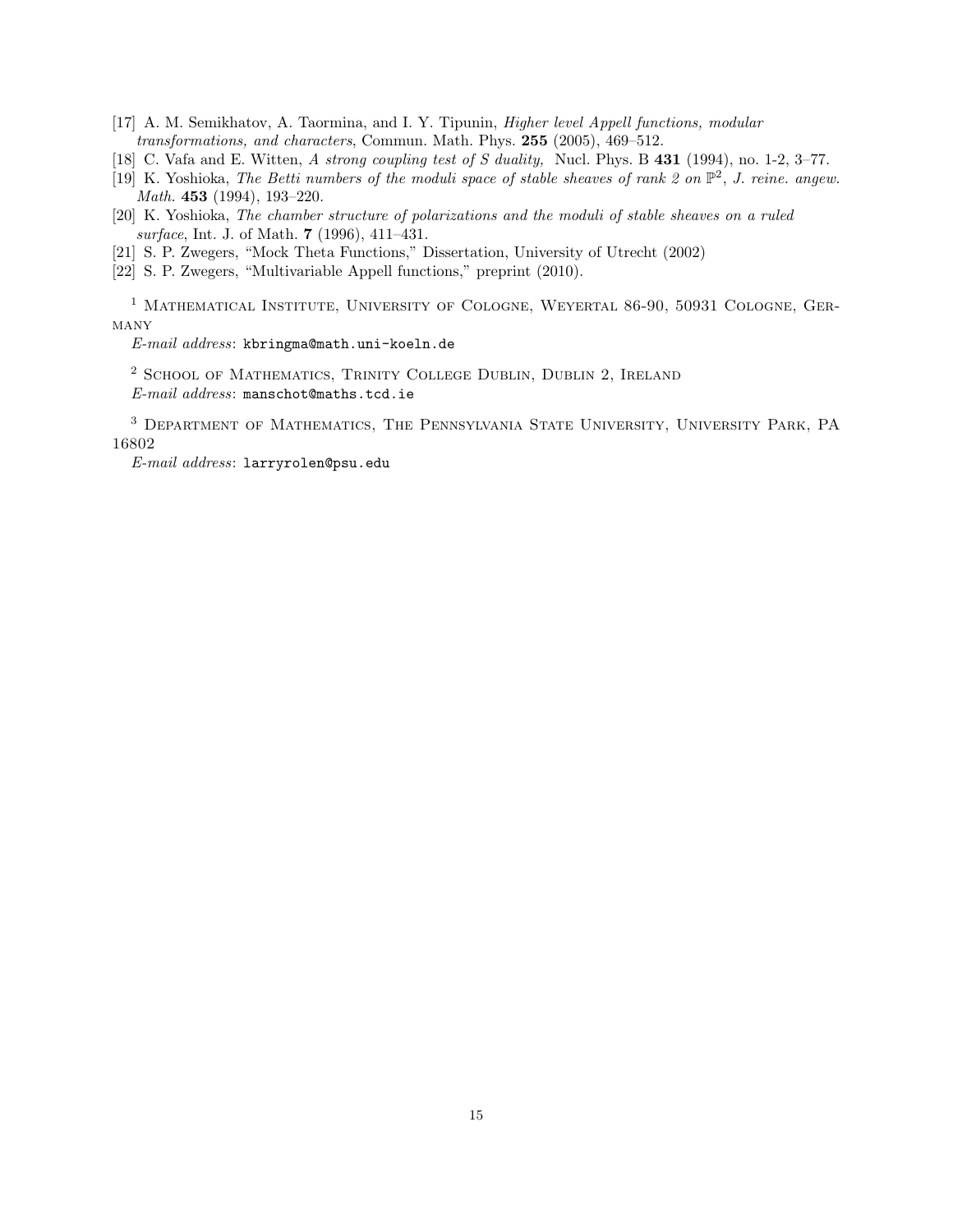[17] A. M. Semikhatov, A. Taormina, and I. Y. Tipunin, *Higher level Appell functions, modular transformations, and characters*, Commun. Math. Phys. **255** (2005), 469–512.

[18] C. Vafa and E. Witten, *A strong coupling test of S duality,* Nucl. Phys. B **431** (1994), no. 1-2, 3–77.

[19] K. Yoshioka, *The Betti numbers of the moduli space of stable sheaves of rank 2 on* $\mathbb{P}^2$, *J. reine. angew. Math.* **453** (1994), 193–220.

[20] K. Yoshioka, *The chamber structure of polarizations and the moduli of stable sheaves on a ruled surface*, Int. J. of Math. **7** (1996), 411–431.

[21] S. P. Zwegers, "Mock Theta Functions," Dissertation, University of Utrecht (2002)

[22] S. P. Zwegers, "Multivariable Appell functions," preprint (2010).

[1] Mathematical Institute, University of Cologne, Weyertal 86-90, 50931 Cologne, Germany

*E-mail address*: kbringma@math.uni-koeln.de

[2] School of Mathematics, Trinity College Dublin, Dublin 2, Ireland

*E-mail address*: manschot@maths.tcd.ie

[3] Department of Mathematics, The Pennsylvania State University, University Park, PA 16802

*E-mail address*: larryrolen@psu.edu